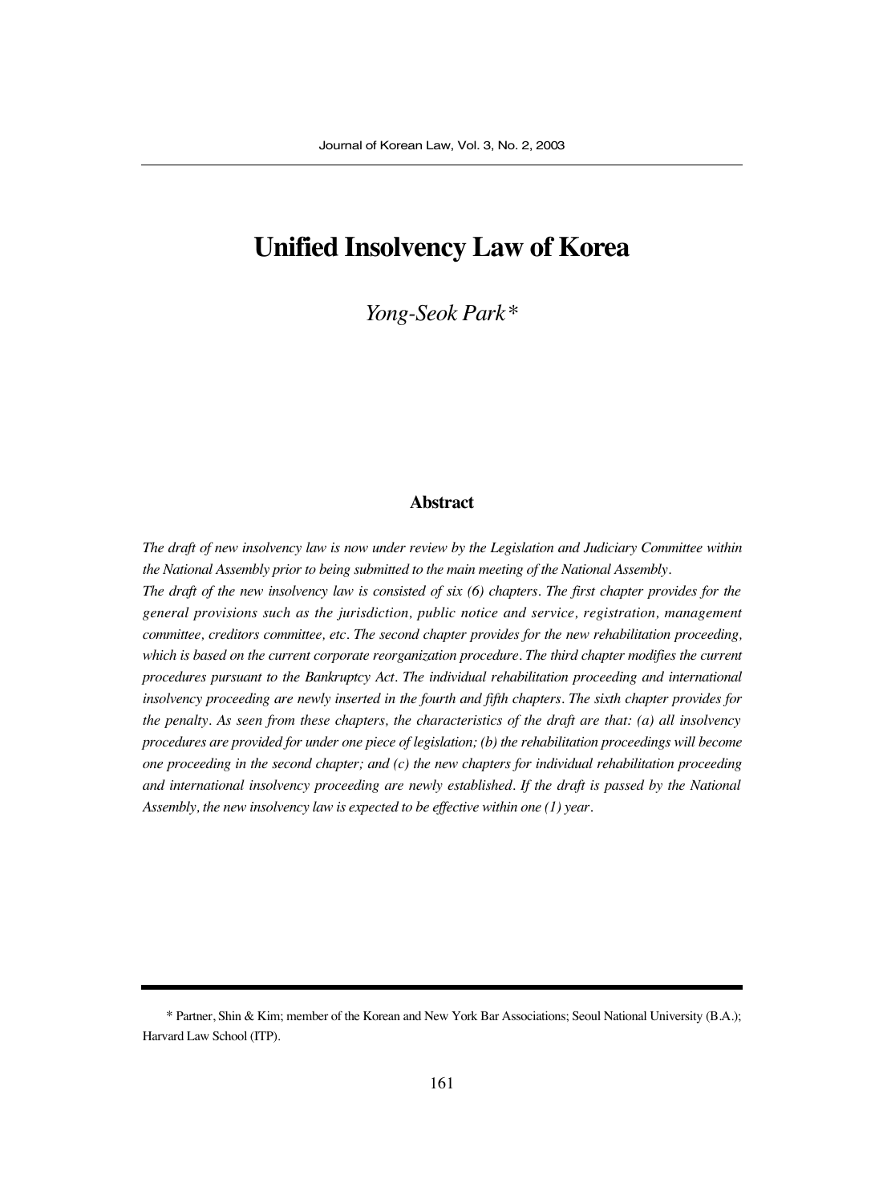# Unified Insolvency Law of Korea

*Yong-Seok Park\**

## Abstract

*The draft of new insolvency law is now under review by the Legislation and Judiciary Committee within the National Assembly prior to being submitted to the main meeting of the National Assembly.*

*The draft of the new insolvency law is consisted of six (6) chapters. The first chapter provides for the general provisions such as the jurisdiction, public notice and service, registration, management committee, creditors committee, etc. The second chapter provides for the new rehabilitation proceeding, which is based on the current corporate reorganization procedure. The third chapter modifies the current procedures pursuant to the Bankruptcy Act. The individual rehabilitation proceeding and international insolvency proceeding are newly inserted in the fourth and fifth chapters. The sixth chapter provides for the penalty. As seen from these chapters, the characteristics of the draft are that: (a) all insolvency procedures are provided for under one piece of legislation; (b) the rehabilitation proceedings will become one proceeding in the second chapter; and (c) the new chapters for individual rehabilitation proceeding and international insolvency proceeding are newly established. If the draft is passed by the National Assembly, the new insolvency law is expected to be effective within one (1) year.*

---

\* Partner, Shin & Kim; member of the Korean and New York Bar Associations; Seoul National University (B.A.); Harvard Law School (ITP).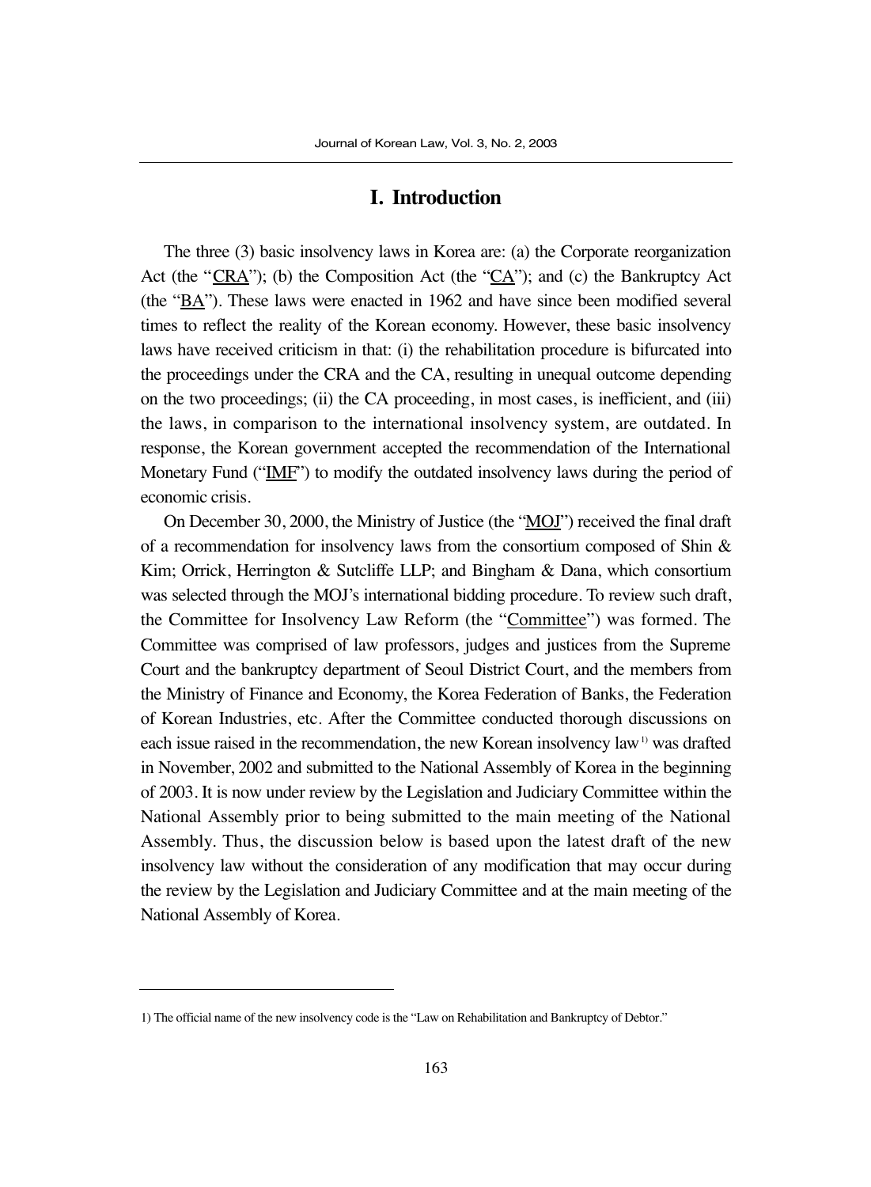# I. Introduction

The three (3) basic insolvency laws in Korea are: (a) the Corporate reorganization Act (the "CRA"); (b) the Composition Act (the "CA"); and (c) the Bankruptcy Act (the "BA"). These laws were enacted in 1962 and have since been modified several times to reflect the reality of the Korean economy. However, these basic insolvency laws have received criticism in that: (i) the rehabilitation procedure is bifurcated into the proceedings under the CRA and the CA, resulting in unequal outcome depending on the two proceedings; (ii) the CA proceeding, in most cases, is inefficient, and (iii) the laws, in comparison to the international insolvency system, are outdated. In response, the Korean government accepted the recommendation of the International Monetary Fund ("IMF") to modify the outdated insolvency laws during the period of economic crisis.

On December 30, 2000, the Ministry of Justice (the "MOJ") received the final draft of a recommendation for insolvency laws from the consortium composed of Shin & Kim; Orrick, Herrington & Sutcliffe LLP; and Bingham & Dana, which consortium was selected through the MOJ's international bidding procedure. To review such draft, the Committee for Insolvency Law Reform (the "Committee") was formed. The Committee was comprised of law professors, judges and justices from the Supreme Court and the bankruptcy department of Seoul District Court, and the members from the Ministry of Finance and Economy, the Korea Federation of Banks, the Federation of Korean Industries, etc. After the Committee conducted thorough discussions on each issue raised in the recommendation, the new Korean insolvency law[1] was drafted in November, 2002 and submitted to the National Assembly of Korea in the beginning of 2003. It is now under review by the Legislation and Judiciary Committee within the National Assembly prior to being submitted to the main meeting of the National Assembly. Thus, the discussion below is based upon the latest draft of the new insolvency law without the consideration of any modification that may occur during the review by the Legislation and Judiciary Committee and at the main meeting of the National Assembly of Korea.

---

1) The official name of the new insolvency code is the "Law on Rehabilitation and Bankruptcy of Debtor."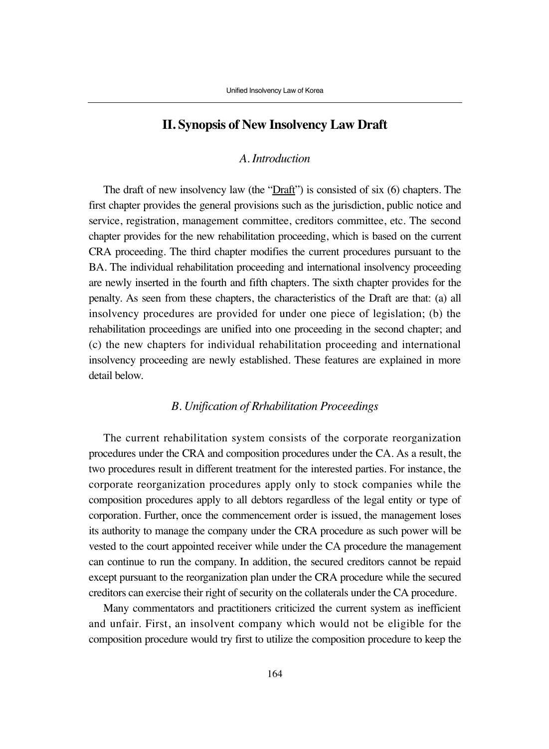## II. Synopsis of New Insolvency Law Draft

### *A. Introduction*

The draft of new insolvency law (the "Draft") is consisted of six (6) chapters. The first chapter provides the general provisions such as the jurisdiction, public notice and service, registration, management committee, creditors committee, etc. The second chapter provides for the new rehabilitation proceeding, which is based on the current CRA proceeding. The third chapter modifies the current procedures pursuant to the BA. The individual rehabilitation proceeding and international insolvency proceeding are newly inserted in the fourth and fifth chapters. The sixth chapter provides for the penalty. As seen from these chapters, the characteristics of the Draft are that: (a) all insolvency procedures are provided for under one piece of legislation; (b) the rehabilitation proceedings are unified into one proceeding in the second chapter; and (c) the new chapters for individual rehabilitation proceeding and international insolvency proceeding are newly established. These features are explained in more detail below.

### *B. Unification of Rrhabilitation Proceedings*

The current rehabilitation system consists of the corporate reorganization procedures under the CRA and composition procedures under the CA. As a result, the two procedures result in different treatment for the interested parties. For instance, the corporate reorganization procedures apply only to stock companies while the composition procedures apply to all debtors regardless of the legal entity or type of corporation. Further, once the commencement order is issued, the management loses its authority to manage the company under the CRA procedure as such power will be vested to the court appointed receiver while under the CA procedure the management can continue to run the company. In addition, the secured creditors cannot be repaid except pursuant to the reorganization plan under the CRA procedure while the secured creditors can exercise their right of security on the collaterals under the CA procedure.

Many commentators and practitioners criticized the current system as inefficient and unfair. First, an insolvent company which would not be eligible for the composition procedure would try first to utilize the composition procedure to keep the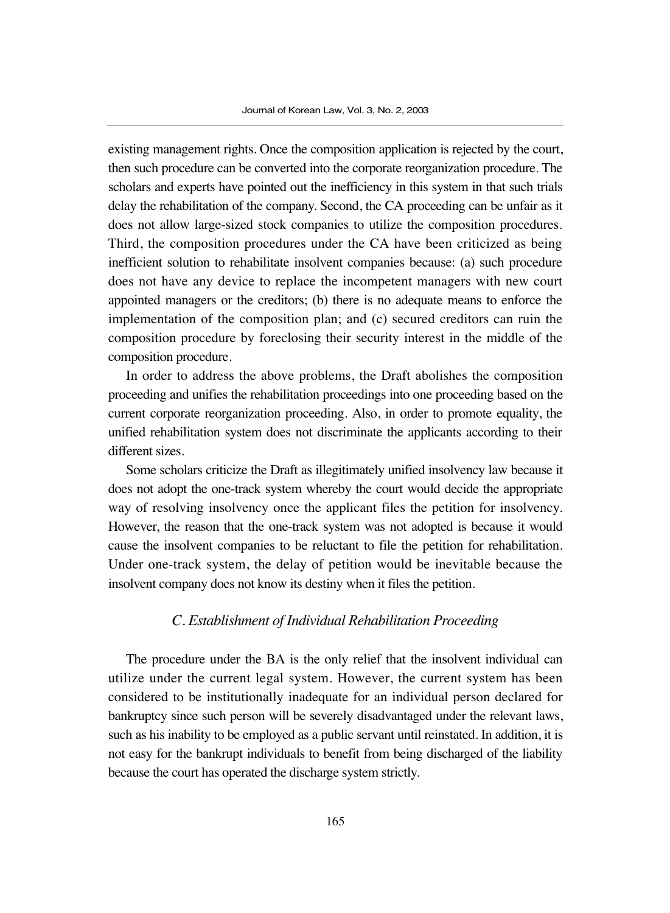existing management rights. Once the composition application is rejected by the court, then such procedure can be converted into the corporate reorganization procedure. The scholars and experts have pointed out the inefficiency in this system in that such trials delay the rehabilitation of the company. Second, the CA proceeding can be unfair as it does not allow large-sized stock companies to utilize the composition procedures. Third, the composition procedures under the CA have been criticized as being inefficient solution to rehabilitate insolvent companies because: (a) such procedure does not have any device to replace the incompetent managers with new court appointed managers or the creditors; (b) there is no adequate means to enforce the implementation of the composition plan; and (c) secured creditors can ruin the composition procedure by foreclosing their security interest in the middle of the composition procedure.

In order to address the above problems, the Draft abolishes the composition proceeding and unifies the rehabilitation proceedings into one proceeding based on the current corporate reorganization proceeding. Also, in order to promote equality, the unified rehabilitation system does not discriminate the applicants according to their different sizes.

Some scholars criticize the Draft as illegitimately unified insolvency law because it does not adopt the one-track system whereby the court would decide the appropriate way of resolving insolvency once the applicant files the petition for insolvency. However, the reason that the one-track system was not adopted is because it would cause the insolvent companies to be reluctant to file the petition for rehabilitation. Under one-track system, the delay of petition would be inevitable because the insolvent company does not know its destiny when it files the petition.

### *C. Establishment of Individual Rehabilitation Proceeding*

The procedure under the BA is the only relief that the insolvent individual can utilize under the current legal system. However, the current system has been considered to be institutionally inadequate for an individual person declared for bankruptcy since such person will be severely disadvantaged under the relevant laws, such as his inability to be employed as a public servant until reinstated. In addition, it is not easy for the bankrupt individuals to benefit from being discharged of the liability because the court has operated the discharge system strictly.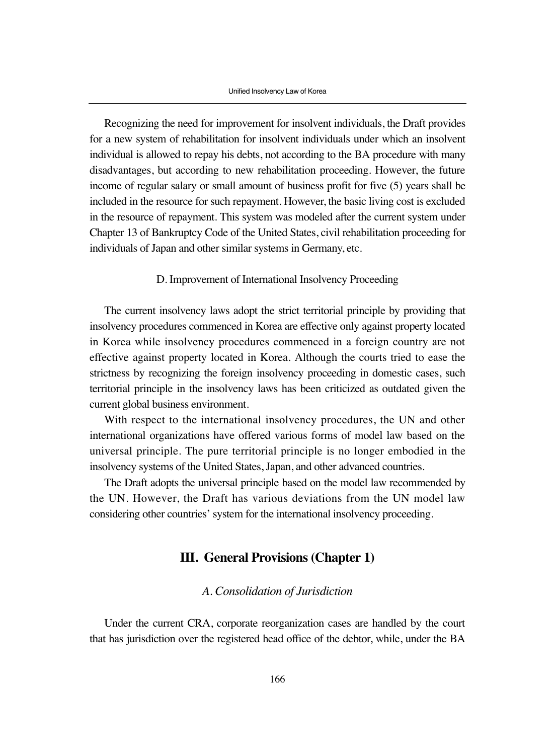Recognizing the need for improvement for insolvent individuals, the Draft provides for a new system of rehabilitation for insolvent individuals under which an insolvent individual is allowed to repay his debts, not according to the BA procedure with many disadvantages, but according to new rehabilitation proceeding. However, the future income of regular salary or small amount of business profit for five (5) years shall be included in the resource for such repayment. However, the basic living cost is excluded in the resource of repayment. This system was modeled after the current system under Chapter 13 of Bankruptcy Code of the United States, civil rehabilitation proceeding for individuals of Japan and other similar systems in Germany, etc.

D. Improvement of International Insolvency Proceeding

The current insolvency laws adopt the strict territorial principle by providing that insolvency procedures commenced in Korea are effective only against property located in Korea while insolvency procedures commenced in a foreign country are not effective against property located in Korea. Although the courts tried to ease the strictness by recognizing the foreign insolvency proceeding in domestic cases, such territorial principle in the insolvency laws has been criticized as outdated given the current global business environment.

With respect to the international insolvency procedures, the UN and other international organizations have offered various forms of model law based on the universal principle. The pure territorial principle is no longer embodied in the insolvency systems of the United States, Japan, and other advanced countries.

The Draft adopts the universal principle based on the model law recommended by the UN. However, the Draft has various deviations from the UN model law considering other countries' system for the international insolvency proceeding.

## III. General Provisions (Chapter 1)

### *A. Consolidation of Jurisdiction*

Under the current CRA, corporate reorganization cases are handled by the court that has jurisdiction over the registered head office of the debtor, while, under the BA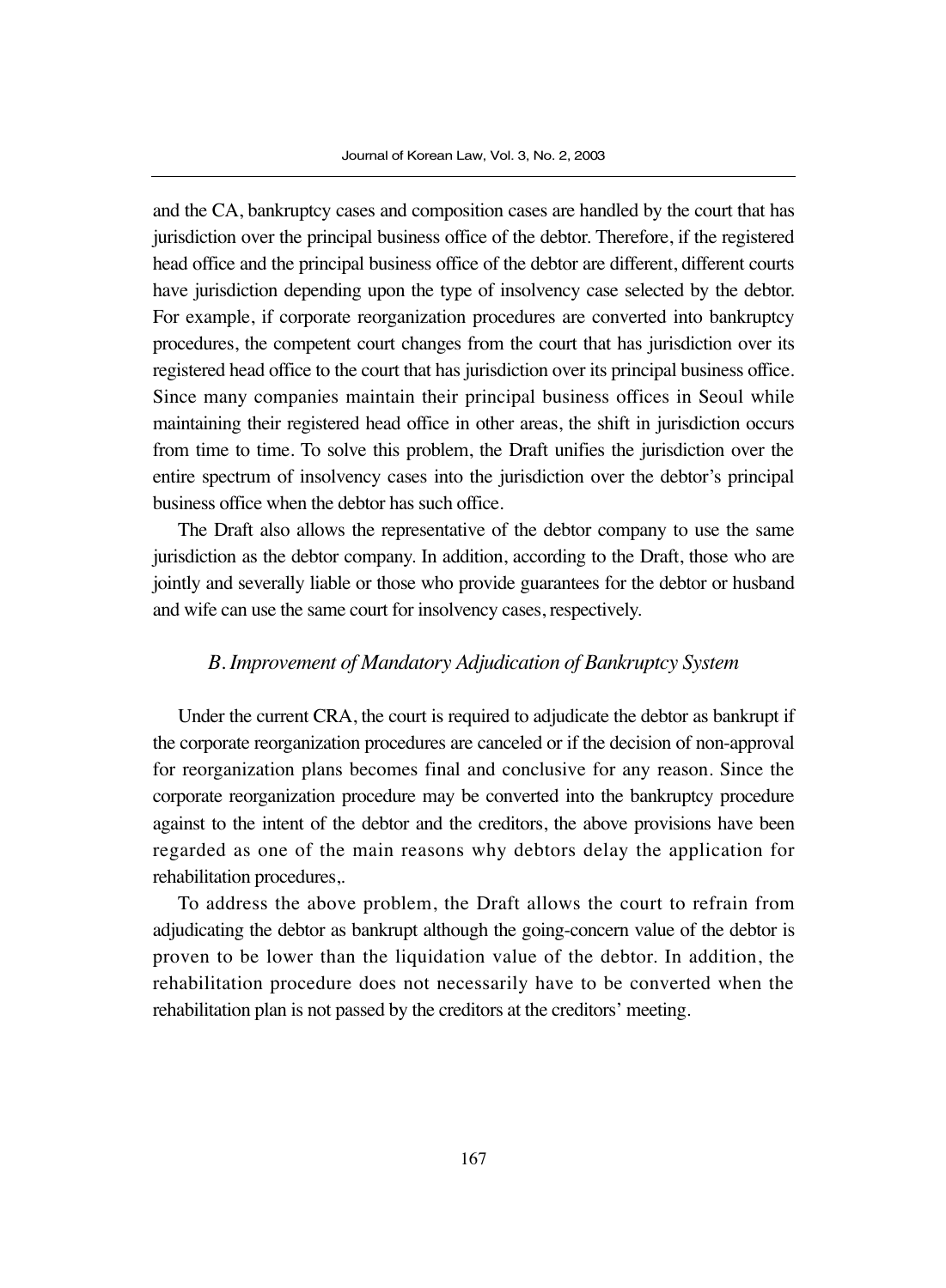and the CA, bankruptcy cases and composition cases are handled by the court that has jurisdiction over the principal business office of the debtor. Therefore, if the registered head office and the principal business office of the debtor are different, different courts have jurisdiction depending upon the type of insolvency case selected by the debtor. For example, if corporate reorganization procedures are converted into bankruptcy procedures, the competent court changes from the court that has jurisdiction over its registered head office to the court that has jurisdiction over its principal business office. Since many companies maintain their principal business offices in Seoul while maintaining their registered head office in other areas, the shift in jurisdiction occurs from time to time. To solve this problem, the Draft unifies the jurisdiction over the entire spectrum of insolvency cases into the jurisdiction over the debtor's principal business office when the debtor has such office.

The Draft also allows the representative of the debtor company to use the same jurisdiction as the debtor company. In addition, according to the Draft, those who are jointly and severally liable or those who provide guarantees for the debtor or husband and wife can use the same court for insolvency cases, respectively.

### *B. Improvement of Mandatory Adjudication of Bankruptcy System*

Under the current CRA, the court is required to adjudicate the debtor as bankrupt if the corporate reorganization procedures are canceled or if the decision of non-approval for reorganization plans becomes final and conclusive for any reason. Since the corporate reorganization procedure may be converted into the bankruptcy procedure against to the intent of the debtor and the creditors, the above provisions have been regarded as one of the main reasons why debtors delay the application for rehabilitation procedures,.

To address the above problem, the Draft allows the court to refrain from adjudicating the debtor as bankrupt although the going-concern value of the debtor is proven to be lower than the liquidation value of the debtor. In addition, the rehabilitation procedure does not necessarily have to be converted when the rehabilitation plan is not passed by the creditors at the creditors' meeting.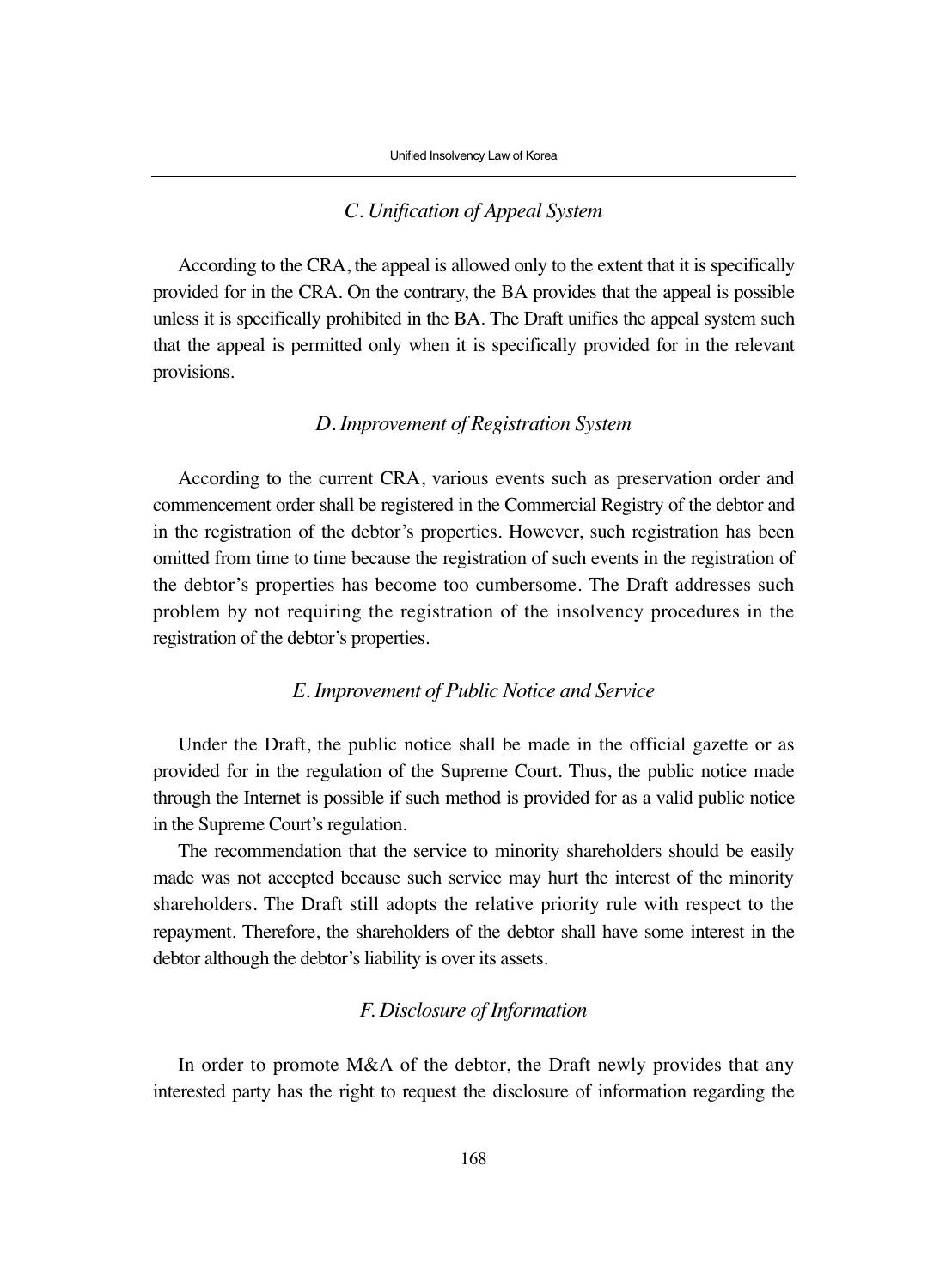### *C. Unification of Appeal System*

According to the CRA, the appeal is allowed only to the extent that it is specifically provided for in the CRA. On the contrary, the BA provides that the appeal is possible unless it is specifically prohibited in the BA. The Draft unifies the appeal system such that the appeal is permitted only when it is specifically provided for in the relevant provisions.

### *D. Improvement of Registration System*

According to the current CRA, various events such as preservation order and commencement order shall be registered in the Commercial Registry of the debtor and in the registration of the debtor's properties. However, such registration has been omitted from time to time because the registration of such events in the registration of the debtor's properties has become too cumbersome. The Draft addresses such problem by not requiring the registration of the insolvency procedures in the registration of the debtor's properties.

### *E. Improvement of Public Notice and Service*

Under the Draft, the public notice shall be made in the official gazette or as provided for in the regulation of the Supreme Court. Thus, the public notice made through the Internet is possible if such method is provided for as a valid public notice in the Supreme Court's regulation.

The recommendation that the service to minority shareholders should be easily made was not accepted because such service may hurt the interest of the minority shareholders. The Draft still adopts the relative priority rule with respect to the repayment. Therefore, the shareholders of the debtor shall have some interest in the debtor although the debtor's liability is over its assets.

### *F. Disclosure of Information*

In order to promote M&A of the debtor, the Draft newly provides that any interested party has the right to request the disclosure of information regarding the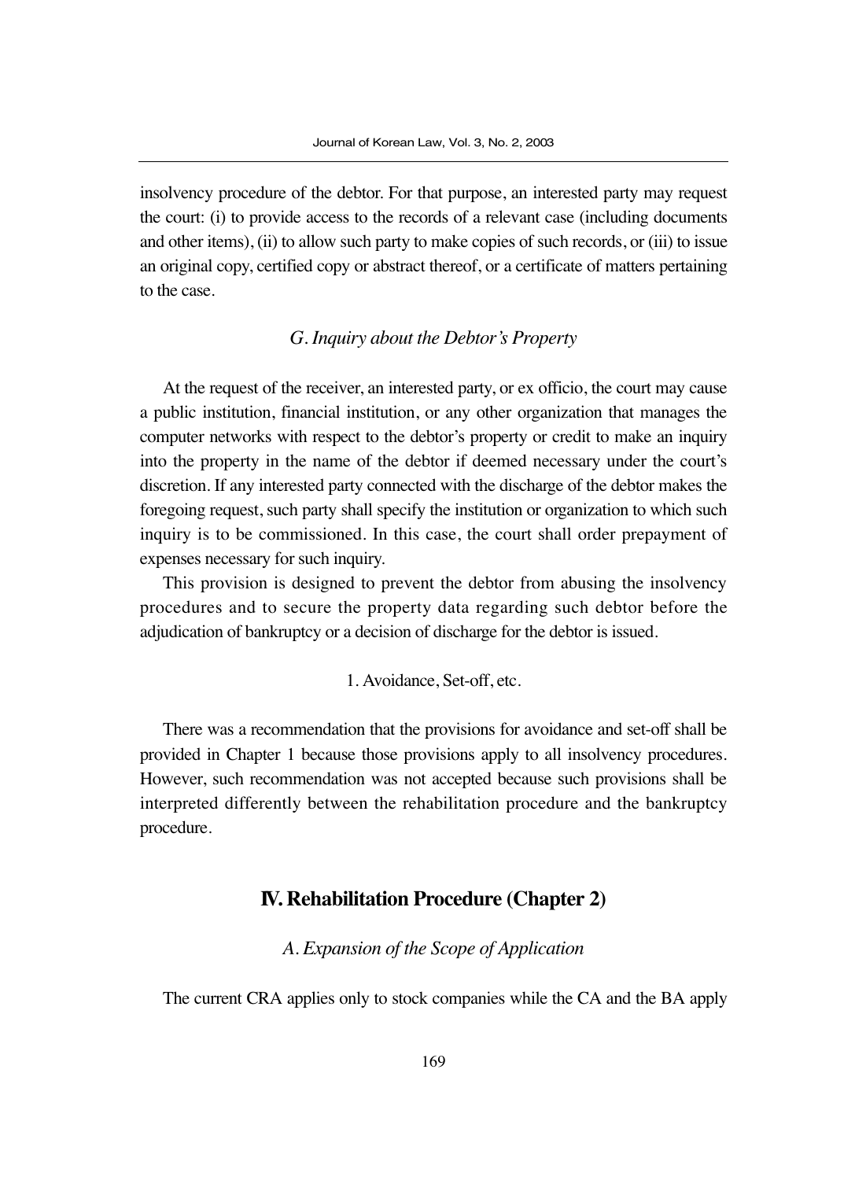insolvency procedure of the debtor. For that purpose, an interested party may request the court: (i) to provide access to the records of a relevant case (including documents and other items), (ii) to allow such party to make copies of such records, or (iii) to issue an original copy, certified copy or abstract thereof, or a certificate of matters pertaining to the case.

### *G. Inquiry about the Debtor's Property*

At the request of the receiver, an interested party, or ex officio, the court may cause a public institution, financial institution, or any other organization that manages the computer networks with respect to the debtor's property or credit to make an inquiry into the property in the name of the debtor if deemed necessary under the court's discretion. If any interested party connected with the discharge of the debtor makes the foregoing request, such party shall specify the institution or organization to which such inquiry is to be commissioned. In this case, the court shall order prepayment of expenses necessary for such inquiry.

This provision is designed to prevent the debtor from abusing the insolvency procedures and to secure the property data regarding such debtor before the adjudication of bankruptcy or a decision of discharge for the debtor is issued.

#### 1. Avoidance, Set-off, etc.

There was a recommendation that the provisions for avoidance and set-off shall be provided in Chapter 1 because those provisions apply to all insolvency procedures. However, such recommendation was not accepted because such provisions shall be interpreted differently between the rehabilitation procedure and the bankruptcy procedure.

## **IV. Rehabilitation Procedure (Chapter 2)**

### *A. Expansion of the Scope of Application*

The current CRA applies only to stock companies while the CA and the BA apply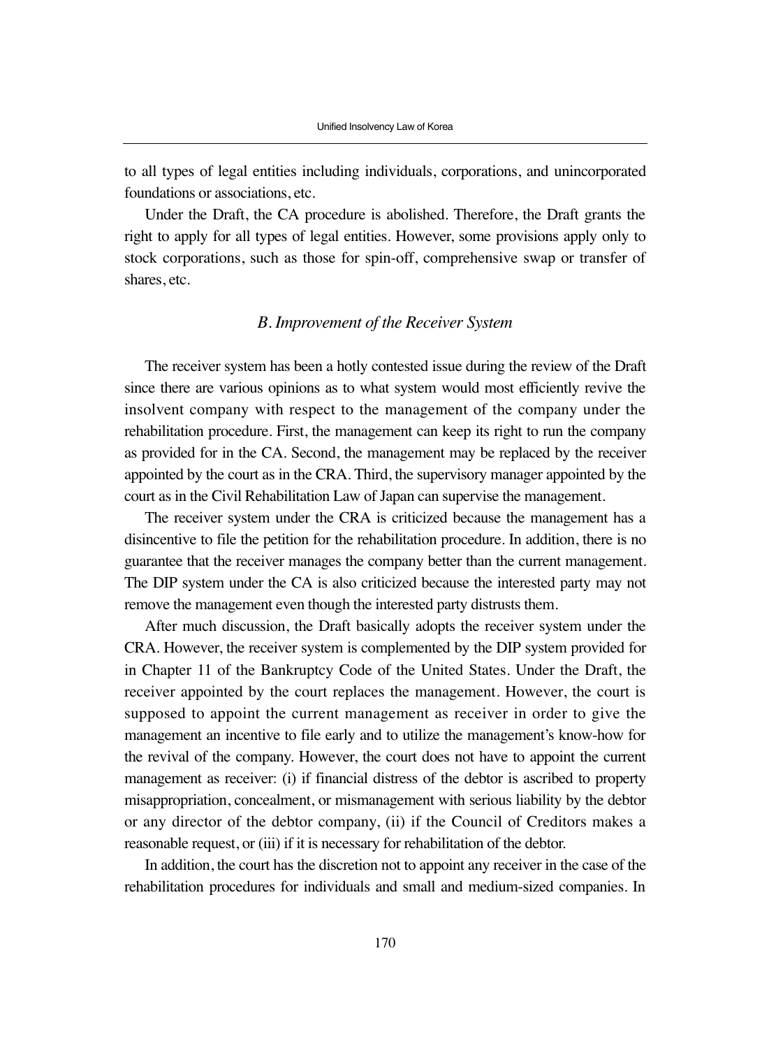to all types of legal entities including individuals, corporations, and unincorporated foundations or associations, etc.

Under the Draft, the CA procedure is abolished. Therefore, the Draft grants the right to apply for all types of legal entities. However, some provisions apply only to stock corporations, such as those for spin-off, comprehensive swap or transfer of shares, etc.

### *B. Improvement of the Receiver System*

The receiver system has been a hotly contested issue during the review of the Draft since there are various opinions as to what system would most efficiently revive the insolvent company with respect to the management of the company under the rehabilitation procedure. First, the management can keep its right to run the company as provided for in the CA. Second, the management may be replaced by the receiver appointed by the court as in the CRA. Third, the supervisory manager appointed by the court as in the Civil Rehabilitation Law of Japan can supervise the management.

The receiver system under the CRA is criticized because the management has a disincentive to file the petition for the rehabilitation procedure. In addition, there is no guarantee that the receiver manages the company better than the current management. The DIP system under the CA is also criticized because the interested party may not remove the management even though the interested party distrusts them.

After much discussion, the Draft basically adopts the receiver system under the CRA. However, the receiver system is complemented by the DIP system provided for in Chapter 11 of the Bankruptcy Code of the United States. Under the Draft, the receiver appointed by the court replaces the management. However, the court is supposed to appoint the current management as receiver in order to give the management an incentive to file early and to utilize the management's know-how for the revival of the company. However, the court does not have to appoint the current management as receiver: (i) if financial distress of the debtor is ascribed to property misappropriation, concealment, or mismanagement with serious liability by the debtor or any director of the debtor company, (ii) if the Council of Creditors makes a reasonable request, or (iii) if it is necessary for rehabilitation of the debtor.

In addition, the court has the discretion not to appoint any receiver in the case of the rehabilitation procedures for individuals and small and medium-sized companies. In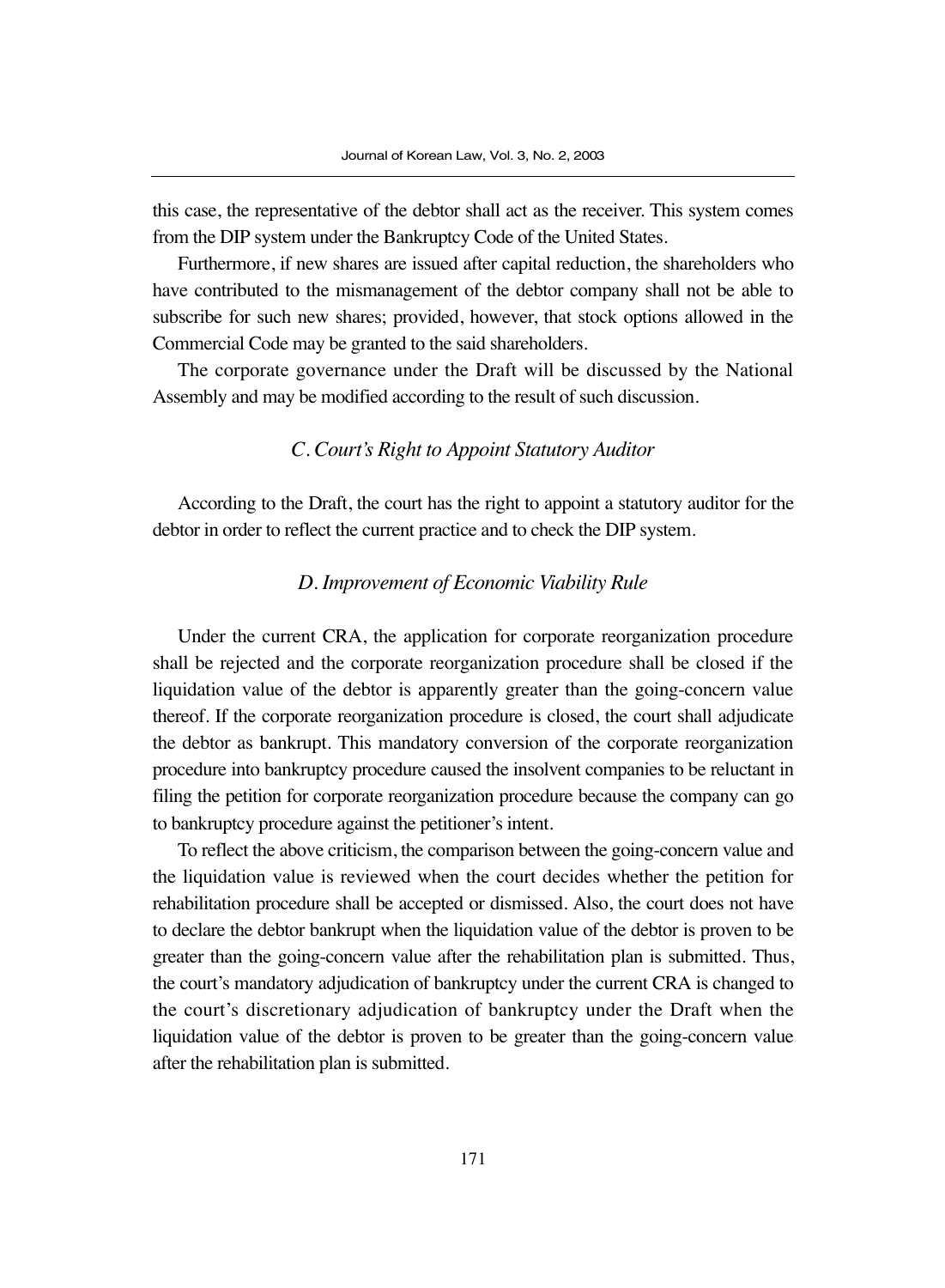this case, the representative of the debtor shall act as the receiver. This system comes from the DIP system under the Bankruptcy Code of the United States.

Furthermore, if new shares are issued after capital reduction, the shareholders who have contributed to the mismanagement of the debtor company shall not be able to subscribe for such new shares; provided, however, that stock options allowed in the Commercial Code may be granted to the said shareholders.

The corporate governance under the Draft will be discussed by the National Assembly and may be modified according to the result of such discussion.

### *C. Court's Right to Appoint Statutory Auditor*

According to the Draft, the court has the right to appoint a statutory auditor for the debtor in order to reflect the current practice and to check the DIP system.

### *D. Improvement of Economic Viability Rule*

Under the current CRA, the application for corporate reorganization procedure shall be rejected and the corporate reorganization procedure shall be closed if the liquidation value of the debtor is apparently greater than the going-concern value thereof. If the corporate reorganization procedure is closed, the court shall adjudicate the debtor as bankrupt. This mandatory conversion of the corporate reorganization procedure into bankruptcy procedure caused the insolvent companies to be reluctant in filing the petition for corporate reorganization procedure because the company can go to bankruptcy procedure against the petitioner's intent.

To reflect the above criticism, the comparison between the going-concern value and the liquidation value is reviewed when the court decides whether the petition for rehabilitation procedure shall be accepted or dismissed. Also, the court does not have to declare the debtor bankrupt when the liquidation value of the debtor is proven to be greater than the going-concern value after the rehabilitation plan is submitted. Thus, the court's mandatory adjudication of bankruptcy under the current CRA is changed to the court's discretionary adjudication of bankruptcy under the Draft when the liquidation value of the debtor is proven to be greater than the going-concern value after the rehabilitation plan is submitted.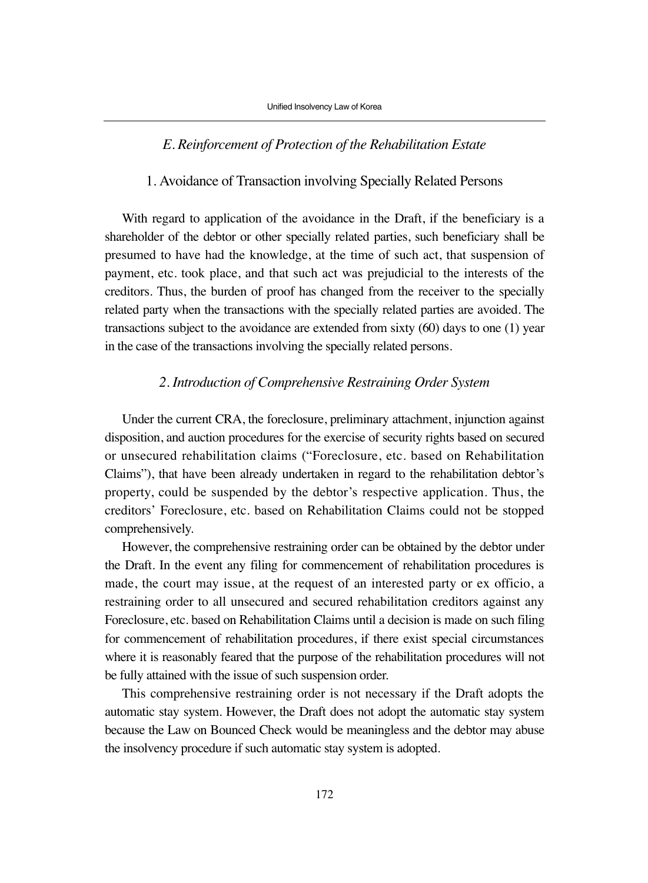### *E. Reinforcement of Protection of the Rehabilitation Estate*

#### 1. Avoidance of Transaction involving Specially Related Persons

With regard to application of the avoidance in the Draft, if the beneficiary is a shareholder of the debtor or other specially related parties, such beneficiary shall be presumed to have had the knowledge, at the time of such act, that suspension of payment, etc. took place, and that such act was prejudicial to the interests of the creditors. Thus, the burden of proof has changed from the receiver to the specially related party when the transactions with the specially related parties are avoided. The transactions subject to the avoidance are extended from sixty (60) days to one (1) year in the case of the transactions involving the specially related persons.

#### *2. Introduction of Comprehensive Restraining Order System*

Under the current CRA, the foreclosure, preliminary attachment, injunction against disposition, and auction procedures for the exercise of security rights based on secured or unsecured rehabilitation claims ("Foreclosure, etc. based on Rehabilitation Claims"), that have been already undertaken in regard to the rehabilitation debtor's property, could be suspended by the debtor's respective application. Thus, the creditors' Foreclosure, etc. based on Rehabilitation Claims could not be stopped comprehensively.

However, the comprehensive restraining order can be obtained by the debtor under the Draft. In the event any filing for commencement of rehabilitation procedures is made, the court may issue, at the request of an interested party or ex officio, a restraining order to all unsecured and secured rehabilitation creditors against any Foreclosure, etc. based on Rehabilitation Claims until a decision is made on such filing for commencement of rehabilitation procedures, if there exist special circumstances where it is reasonably feared that the purpose of the rehabilitation procedures will not be fully attained with the issue of such suspension order.

This comprehensive restraining order is not necessary if the Draft adopts the automatic stay system. However, the Draft does not adopt the automatic stay system because the Law on Bounced Check would be meaningless and the debtor may abuse the insolvency procedure if such automatic stay system is adopted.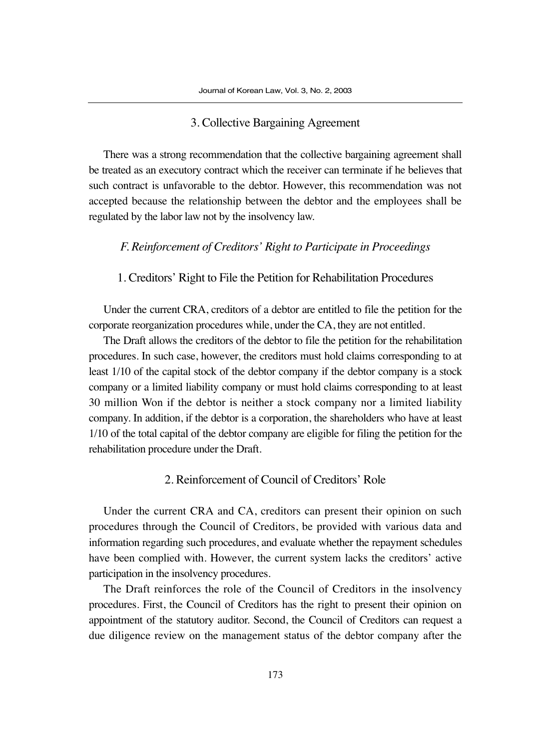### 3. Collective Bargaining Agreement

There was a strong recommendation that the collective bargaining agreement shall be treated as an executory contract which the receiver can terminate if he believes that such contract is unfavorable to the debtor. However, this recommendation was not accepted because the relationship between the debtor and the employees shall be regulated by the labor law not by the insolvency law.

## *F. Reinforcement of Creditors' Right to Participate in Proceedings*

### 1. Creditors' Right to File the Petition for Rehabilitation Procedures

Under the current CRA, creditors of a debtor are entitled to file the petition for the corporate reorganization procedures while, under the CA, they are not entitled.

The Draft allows the creditors of the debtor to file the petition for the rehabilitation procedures. In such case, however, the creditors must hold claims corresponding to at least 1/10 of the capital stock of the debtor company if the debtor company is a stock company or a limited liability company or must hold claims corresponding to at least 30 million Won if the debtor is neither a stock company nor a limited liability company. In addition, if the debtor is a corporation, the shareholders who have at least 1/10 of the total capital of the debtor company are eligible for filing the petition for the rehabilitation procedure under the Draft.

### 2. Reinforcement of Council of Creditors' Role

Under the current CRA and CA, creditors can present their opinion on such procedures through the Council of Creditors, be provided with various data and information regarding such procedures, and evaluate whether the repayment schedules have been complied with. However, the current system lacks the creditors' active participation in the insolvency procedures.

The Draft reinforces the role of the Council of Creditors in the insolvency procedures. First, the Council of Creditors has the right to present their opinion on appointment of the statutory auditor. Second, the Council of Creditors can request a due diligence review on the management status of the debtor company after the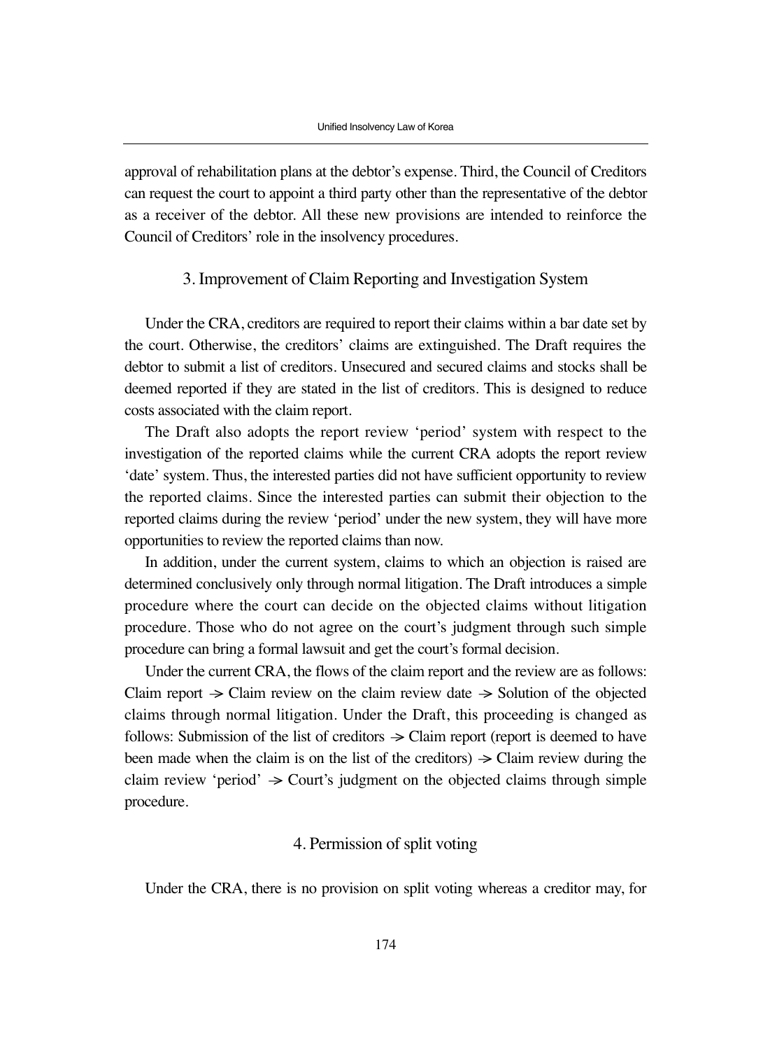approval of rehabilitation plans at the debtor's expense. Third, the Council of Creditors can request the court to appoint a third party other than the representative of the debtor as a receiver of the debtor. All these new provisions are intended to reinforce the Council of Creditors' role in the insolvency procedures.

### 3. Improvement of Claim Reporting and Investigation System

Under the CRA, creditors are required to report their claims within a bar date set by the court. Otherwise, the creditors' claims are extinguished. The Draft requires the debtor to submit a list of creditors. Unsecured and secured claims and stocks shall be deemed reported if they are stated in the list of creditors. This is designed to reduce costs associated with the claim report.

The Draft also adopts the report review 'period' system with respect to the investigation of the reported claims while the current CRA adopts the report review 'date' system. Thus, the interested parties did not have sufficient opportunity to review the reported claims. Since the interested parties can submit their objection to the reported claims during the review 'period' under the new system, they will have more opportunities to review the reported claims than now.

In addition, under the current system, claims to which an objection is raised are determined conclusively only through normal litigation. The Draft introduces a simple procedure where the court can decide on the objected claims without litigation procedure. Those who do not agree on the court's judgment through such simple procedure can bring a formal lawsuit and get the court's formal decision.

Under the current CRA, the flows of the claim report and the review are as follows: Claim report → Claim review on the claim review date → Solution of the objected claims through normal litigation. Under the Draft, this proceeding is changed as follows: Submission of the list of creditors → Claim report (report is deemed to have been made when the claim is on the list of the creditors) → Claim review during the claim review 'period' → Court's judgment on the objected claims through simple procedure.

### 4. Permission of split voting

Under the CRA, there is no provision on split voting whereas a creditor may, for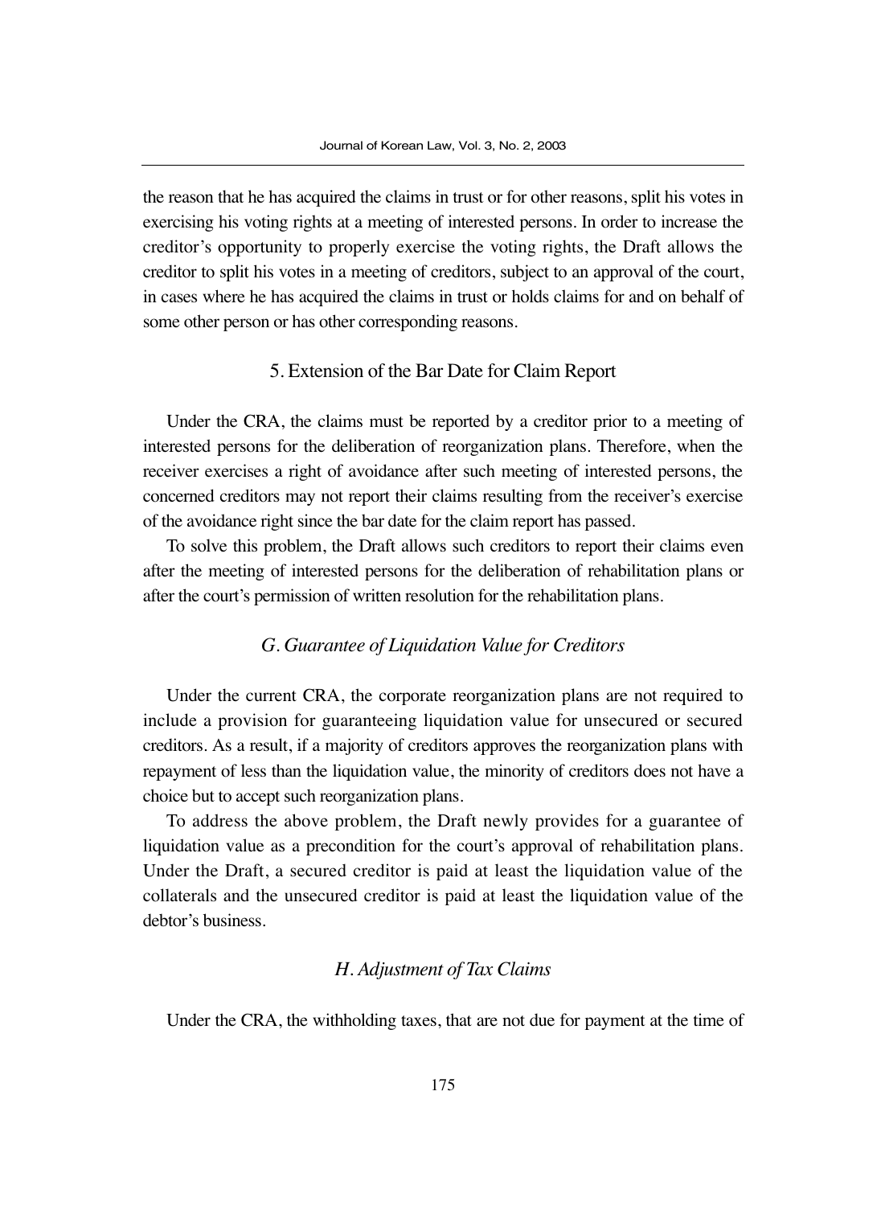the reason that he has acquired the claims in trust or for other reasons, split his votes in exercising his voting rights at a meeting of interested persons. In order to increase the creditor's opportunity to properly exercise the voting rights, the Draft allows the creditor to split his votes in a meeting of creditors, subject to an approval of the court, in cases where he has acquired the claims in trust or holds claims for and on behalf of some other person or has other corresponding reasons.

#### 5. Extension of the Bar Date for Claim Report

Under the CRA, the claims must be reported by a creditor prior to a meeting of interested persons for the deliberation of reorganization plans. Therefore, when the receiver exercises a right of avoidance after such meeting of interested persons, the concerned creditors may not report their claims resulting from the receiver's exercise of the avoidance right since the bar date for the claim report has passed.

To solve this problem, the Draft allows such creditors to report their claims even after the meeting of interested persons for the deliberation of rehabilitation plans or after the court's permission of written resolution for the rehabilitation plans.

### *G. Guarantee of Liquidation Value for Creditors*

Under the current CRA, the corporate reorganization plans are not required to include a provision for guaranteeing liquidation value for unsecured or secured creditors. As a result, if a majority of creditors approves the reorganization plans with repayment of less than the liquidation value, the minority of creditors does not have a choice but to accept such reorganization plans.

To address the above problem, the Draft newly provides for a guarantee of liquidation value as a precondition for the court's approval of rehabilitation plans. Under the Draft, a secured creditor is paid at least the liquidation value of the collaterals and the unsecured creditor is paid at least the liquidation value of the debtor's business.

### *H. Adjustment of Tax Claims*

Under the CRA, the withholding taxes, that are not due for payment at the time of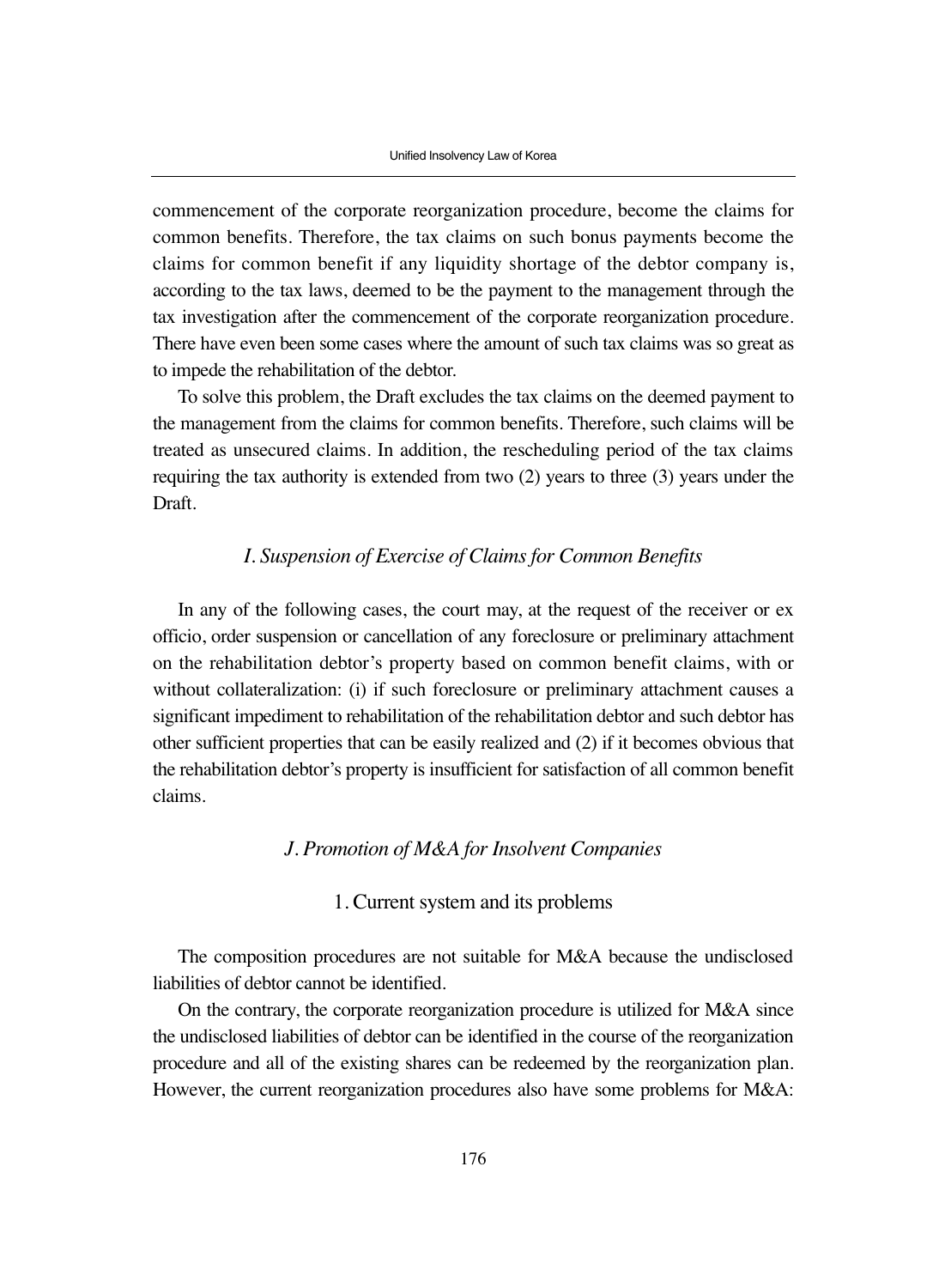commencement of the corporate reorganization procedure, become the claims for common benefits. Therefore, the tax claims on such bonus payments become the claims for common benefit if any liquidity shortage of the debtor company is, according to the tax laws, deemed to be the payment to the management through the tax investigation after the commencement of the corporate reorganization procedure. There have even been some cases where the amount of such tax claims was so great as to impede the rehabilitation of the debtor.

To solve this problem, the Draft excludes the tax claims on the deemed payment to the management from the claims for common benefits. Therefore, such claims will be treated as unsecured claims. In addition, the rescheduling period of the tax claims requiring the tax authority is extended from two (2) years to three (3) years under the Draft.

### *I. Suspension of Exercise of Claims for Common Benefits*

In any of the following cases, the court may, at the request of the receiver or ex officio, order suspension or cancellation of any foreclosure or preliminary attachment on the rehabilitation debtor's property based on common benefit claims, with or without collateralization: (i) if such foreclosure or preliminary attachment causes a significant impediment to rehabilitation of the rehabilitation debtor and such debtor has other sufficient properties that can be easily realized and (2) if it becomes obvious that the rehabilitation debtor's property is insufficient for satisfaction of all common benefit claims.

### *J. Promotion of M&A for Insolvent Companies*

#### 1. Current system and its problems

The composition procedures are not suitable for M&A because the undisclosed liabilities of debtor cannot be identified.

On the contrary, the corporate reorganization procedure is utilized for M&A since the undisclosed liabilities of debtor can be identified in the course of the reorganization procedure and all of the existing shares can be redeemed by the reorganization plan. However, the current reorganization procedures also have some problems for M&A: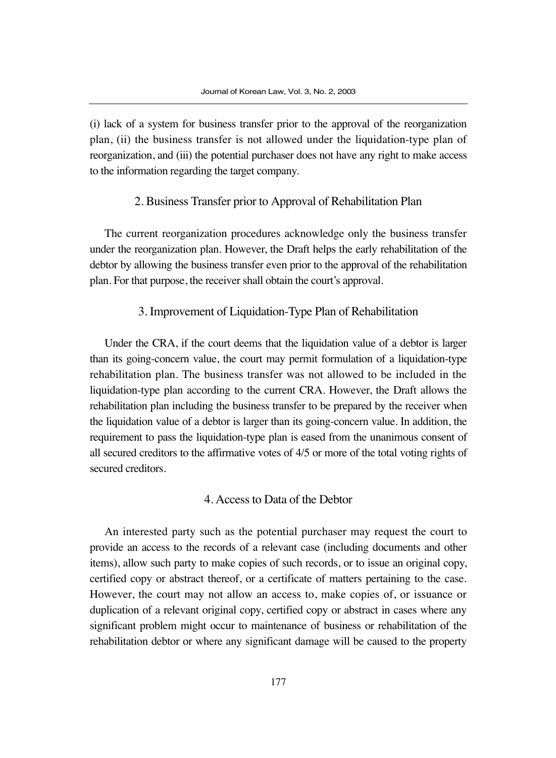(i) lack of a system for business transfer prior to the approval of the reorganization plan, (ii) the business transfer is not allowed under the liquidation-type plan of reorganization, and (iii) the potential purchaser does not have any right to make access to the information regarding the target company.

### 2. Business Transfer prior to Approval of Rehabilitation Plan

The current reorganization procedures acknowledge only the business transfer under the reorganization plan. However, the Draft helps the early rehabilitation of the debtor by allowing the business transfer even prior to the approval of the rehabilitation plan. For that purpose, the receiver shall obtain the court's approval.

### 3. Improvement of Liquidation-Type Plan of Rehabilitation

Under the CRA, if the court deems that the liquidation value of a debtor is larger than its going-concern value, the court may permit formulation of a liquidation-type rehabilitation plan. The business transfer was not allowed to be included in the liquidation-type plan according to the current CRA. However, the Draft allows the rehabilitation plan including the business transfer to be prepared by the receiver when the liquidation value of a debtor is larger than its going-concern value. In addition, the requirement to pass the liquidation-type plan is eased from the unanimous consent of all secured creditors to the affirmative votes of 4/5 or more of the total voting rights of secured creditors.

### 4. Access to Data of the Debtor

An interested party such as the potential purchaser may request the court to provide an access to the records of a relevant case (including documents and other items), allow such party to make copies of such records, or to issue an original copy, certified copy or abstract thereof, or a certificate of matters pertaining to the case. However, the court may not allow an access to, make copies of, or issuance or duplication of a relevant original copy, certified copy or abstract in cases where any significant problem might occur to maintenance of business or rehabilitation of the rehabilitation debtor or where any significant damage will be caused to the property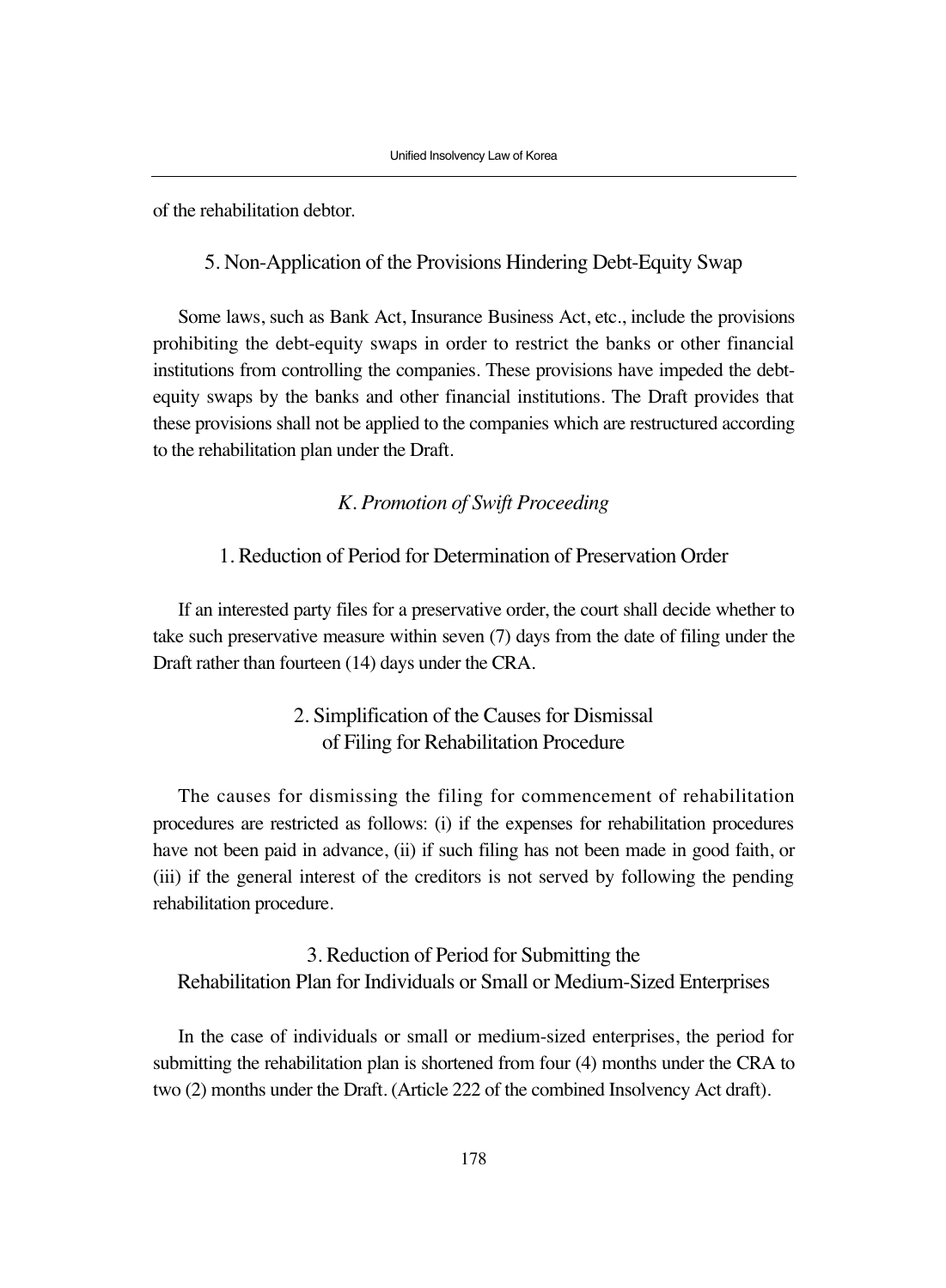of the rehabilitation debtor.

### 5. Non-Application of the Provisions Hindering Debt-Equity Swap

Some laws, such as Bank Act, Insurance Business Act, etc., include the provisions prohibiting the debt-equity swaps in order to restrict the banks or other financial institutions from controlling the companies. These provisions have impeded the debt-equity swaps by the banks and other financial institutions. The Draft provides that these provisions shall not be applied to the companies which are restructured according to the rehabilitation plan under the Draft.

## *K. Promotion of Swift Proceeding*

### 1. Reduction of Period for Determination of Preservation Order

If an interested party files for a preservative order, the court shall decide whether to take such preservative measure within seven (7) days from the date of filing under the Draft rather than fourteen (14) days under the CRA.

### 2. Simplification of the Causes for Dismissal of Filing for Rehabilitation Procedure

The causes for dismissing the filing for commencement of rehabilitation procedures are restricted as follows: (i) if the expenses for rehabilitation procedures have not been paid in advance, (ii) if such filing has not been made in good faith, or (iii) if the general interest of the creditors is not served by following the pending rehabilitation procedure.

### 3. Reduction of Period for Submitting the Rehabilitation Plan for Individuals or Small or Medium-Sized Enterprises

In the case of individuals or small or medium-sized enterprises, the period for submitting the rehabilitation plan is shortened from four (4) months under the CRA to two (2) months under the Draft. (Article 222 of the combined Insolvency Act draft).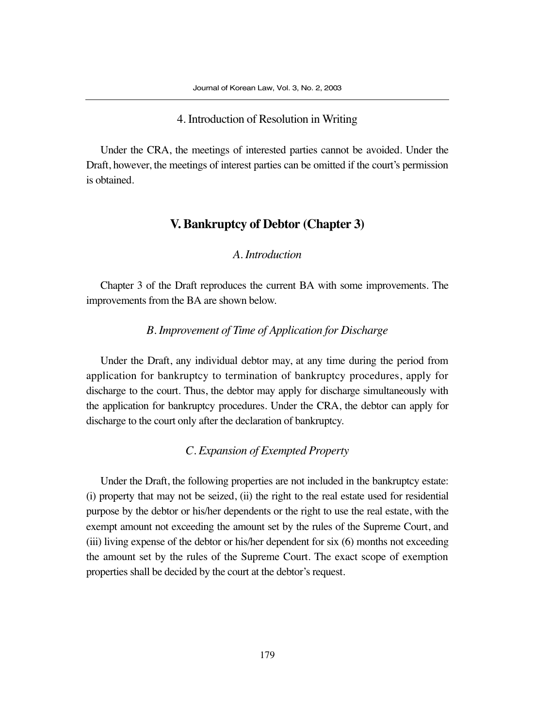### 4. Introduction of Resolution in Writing

Under the CRA, the meetings of interested parties cannot be avoided. Under the Draft, however, the meetings of interest parties can be omitted if the court's permission is obtained.

## V. Bankruptcy of Debtor (Chapter 3)

### *A. Introduction*

Chapter 3 of the Draft reproduces the current BA with some improvements. The improvements from the BA are shown below.

### *B. Improvement of Time of Application for Discharge*

Under the Draft, any individual debtor may, at any time during the period from application for bankruptcy to termination of bankruptcy procedures, apply for discharge to the court. Thus, the debtor may apply for discharge simultaneously with the application for bankruptcy procedures. Under the CRA, the debtor can apply for discharge to the court only after the declaration of bankruptcy.

### *C. Expansion of Exempted Property*

Under the Draft, the following properties are not included in the bankruptcy estate: (i) property that may not be seized, (ii) the right to the real estate used for residential purpose by the debtor or his/her dependents or the right to use the real estate, with the exempt amount not exceeding the amount set by the rules of the Supreme Court, and (iii) living expense of the debtor or his/her dependent for six (6) months not exceeding the amount set by the rules of the Supreme Court. The exact scope of exemption properties shall be decided by the court at the debtor's request.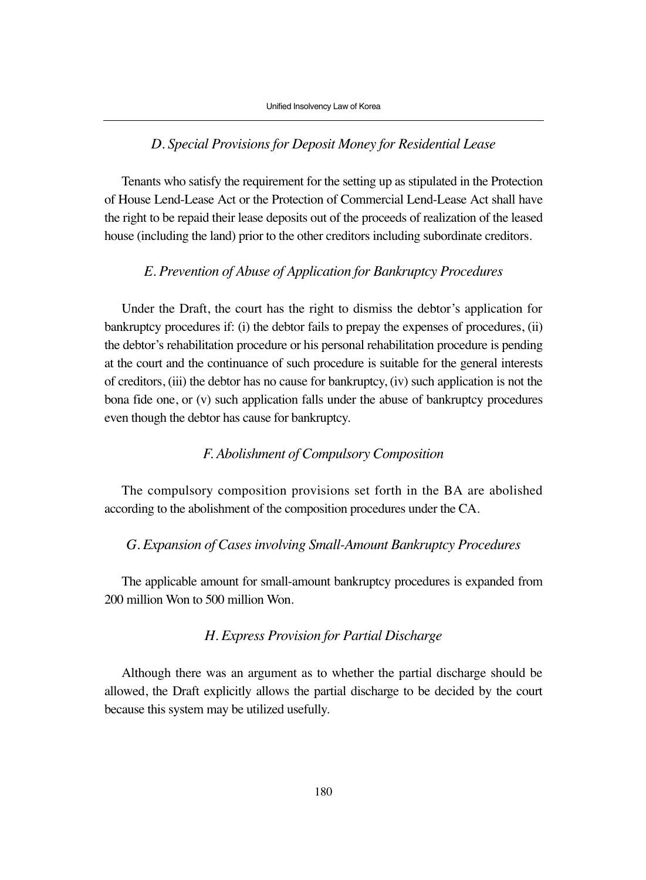### *D. Special Provisions for Deposit Money for Residential Lease*

Tenants who satisfy the requirement for the setting up as stipulated in the Protection of House Lend-Lease Act or the Protection of Commercial Lend-Lease Act shall have the right to be repaid their lease deposits out of the proceeds of realization of the leased house (including the land) prior to the other creditors including subordinate creditors.

### *E. Prevention of Abuse of Application for Bankruptcy Procedures*

Under the Draft, the court has the right to dismiss the debtor's application for bankruptcy procedures if: (i) the debtor fails to prepay the expenses of procedures, (ii) the debtor's rehabilitation procedure or his personal rehabilitation procedure is pending at the court and the continuance of such procedure is suitable for the general interests of creditors, (iii) the debtor has no cause for bankruptcy, (iv) such application is not the bona fide one, or (v) such application falls under the abuse of bankruptcy procedures even though the debtor has cause for bankruptcy.

### *F. Abolishment of Compulsory Composition*

The compulsory composition provisions set forth in the BA are abolished according to the abolishment of the composition procedures under the CA.

### *G. Expansion of Cases involving Small-Amount Bankruptcy Procedures*

The applicable amount for small-amount bankruptcy procedures is expanded from 200 million Won to 500 million Won.

### *H. Express Provision for Partial Discharge*

Although there was an argument as to whether the partial discharge should be allowed, the Draft explicitly allows the partial discharge to be decided by the court because this system may be utilized usefully.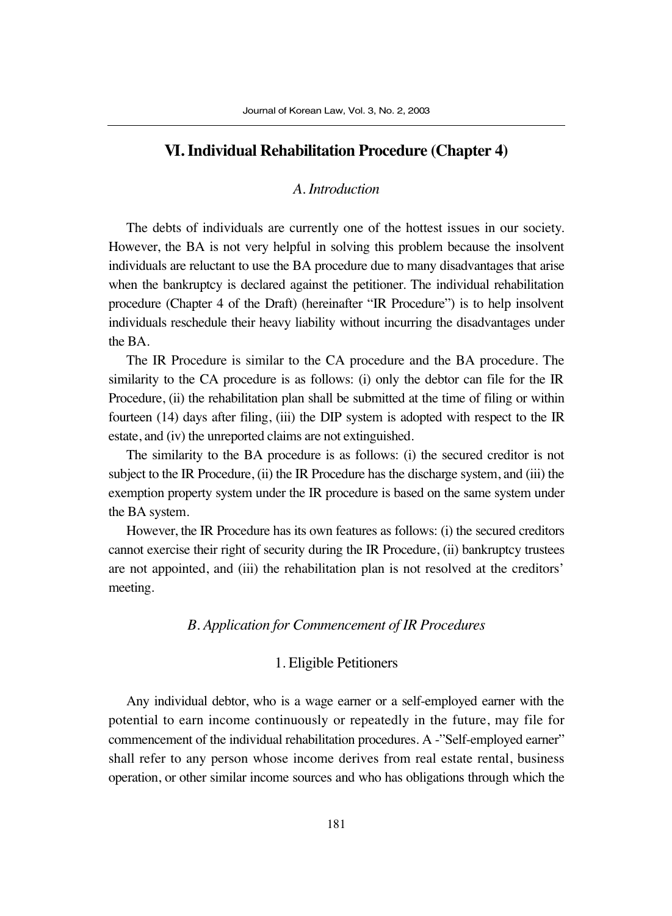## VI. Individual Rehabilitation Procedure (Chapter 4)

### *A. Introduction*

The debts of individuals are currently one of the hottest issues in our society. However, the BA is not very helpful in solving this problem because the insolvent individuals are reluctant to use the BA procedure due to many disadvantages that arise when the bankruptcy is declared against the petitioner. The individual rehabilitation procedure (Chapter 4 of the Draft) (hereinafter "IR Procedure") is to help insolvent individuals reschedule their heavy liability without incurring the disadvantages under the BA.

The IR Procedure is similar to the CA procedure and the BA procedure. The similarity to the CA procedure is as follows: (i) only the debtor can file for the IR Procedure, (ii) the rehabilitation plan shall be submitted at the time of filing or within fourteen (14) days after filing, (iii) the DIP system is adopted with respect to the IR estate, and (iv) the unreported claims are not extinguished.

The similarity to the BA procedure is as follows: (i) the secured creditor is not subject to the IR Procedure, (ii) the IR Procedure has the discharge system, and (iii) the exemption property system under the IR procedure is based on the same system under the BA system.

However, the IR Procedure has its own features as follows: (i) the secured creditors cannot exercise their right of security during the IR Procedure, (ii) bankruptcy trustees are not appointed, and (iii) the rehabilitation plan is not resolved at the creditors' meeting.

### *B. Application for Commencement of IR Procedures*

#### 1. Eligible Petitioners

Any individual debtor, who is a wage earner or a self-employed earner with the potential to earn income continuously or repeatedly in the future, may file for commencement of the individual rehabilitation procedures. A -"Self-employed earner" shall refer to any person whose income derives from real estate rental, business operation, or other similar income sources and who has obligations through which the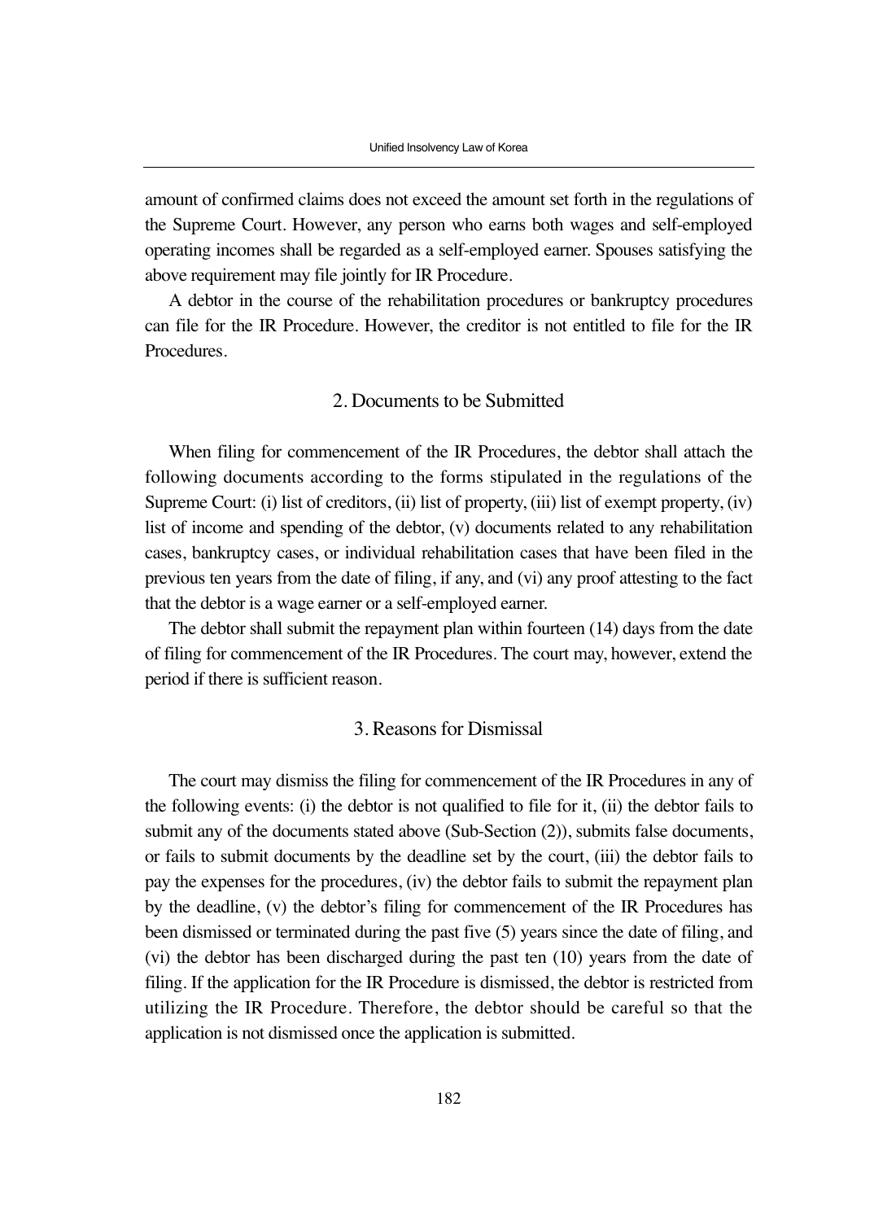amount of confirmed claims does not exceed the amount set forth in the regulations of the Supreme Court. However, any person who earns both wages and self-employed operating incomes shall be regarded as a self-employed earner. Spouses satisfying the above requirement may file jointly for IR Procedure.

A debtor in the course of the rehabilitation procedures or bankruptcy procedures can file for the IR Procedure. However, the creditor is not entitled to file for the IR Procedures.

### 2. Documents to be Submitted

When filing for commencement of the IR Procedures, the debtor shall attach the following documents according to the forms stipulated in the regulations of the Supreme Court: (i) list of creditors, (ii) list of property, (iii) list of exempt property, (iv) list of income and spending of the debtor, (v) documents related to any rehabilitation cases, bankruptcy cases, or individual rehabilitation cases that have been filed in the previous ten years from the date of filing, if any, and (vi) any proof attesting to the fact that the debtor is a wage earner or a self-employed earner.

The debtor shall submit the repayment plan within fourteen (14) days from the date of filing for commencement of the IR Procedures. The court may, however, extend the period if there is sufficient reason.

### 3. Reasons for Dismissal

The court may dismiss the filing for commencement of the IR Procedures in any of the following events: (i) the debtor is not qualified to file for it, (ii) the debtor fails to submit any of the documents stated above (Sub-Section (2)), submits false documents, or fails to submit documents by the deadline set by the court, (iii) the debtor fails to pay the expenses for the procedures, (iv) the debtor fails to submit the repayment plan by the deadline, (v) the debtor's filing for commencement of the IR Procedures has been dismissed or terminated during the past five (5) years since the date of filing, and (vi) the debtor has been discharged during the past ten (10) years from the date of filing. If the application for the IR Procedure is dismissed, the debtor is restricted from utilizing the IR Procedure. Therefore, the debtor should be careful so that the application is not dismissed once the application is submitted.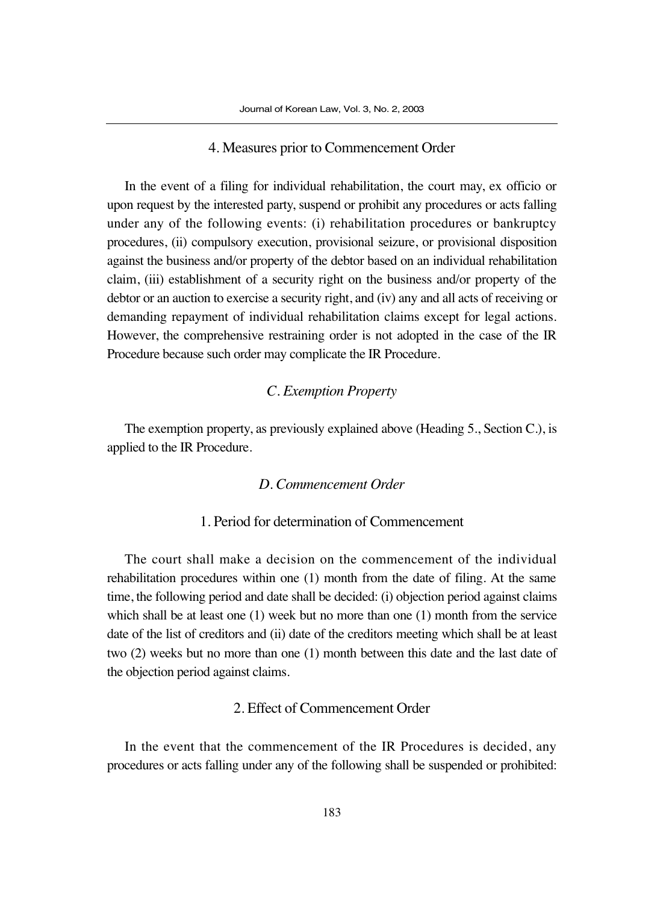#### 4. Measures prior to Commencement Order

In the event of a filing for individual rehabilitation, the court may, ex officio or upon request by the interested party, suspend or prohibit any procedures or acts falling under any of the following events: (i) rehabilitation procedures or bankruptcy procedures, (ii) compulsory execution, provisional seizure, or provisional disposition against the business and/or property of the debtor based on an individual rehabilitation claim, (iii) establishment of a security right on the business and/or property of the debtor or an auction to exercise a security right, and (iv) any and all acts of receiving or demanding repayment of individual rehabilitation claims except for legal actions. However, the comprehensive restraining order is not adopted in the case of the IR Procedure because such order may complicate the IR Procedure.

### *C. Exemption Property*

The exemption property, as previously explained above (Heading 5., Section C.), is applied to the IR Procedure.

### *D. Commencement Order*

#### 1. Period for determination of Commencement

The court shall make a decision on the commencement of the individual rehabilitation procedures within one (1) month from the date of filing. At the same time, the following period and date shall be decided: (i) objection period against claims which shall be at least one (1) week but no more than one (1) month from the service date of the list of creditors and (ii) date of the creditors meeting which shall be at least two (2) weeks but no more than one (1) month between this date and the last date of the objection period against claims.

#### 2. Effect of Commencement Order

In the event that the commencement of the IR Procedures is decided, any procedures or acts falling under any of the following shall be suspended or prohibited: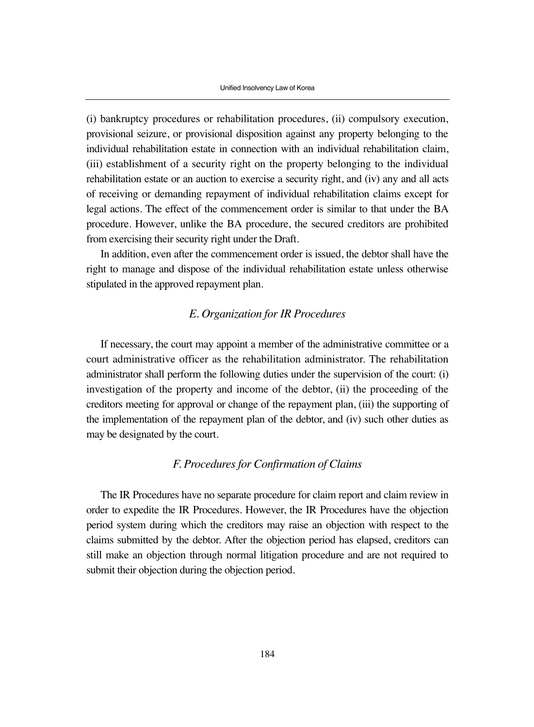(i) bankruptcy procedures or rehabilitation procedures, (ii) compulsory execution, provisional seizure, or provisional disposition against any property belonging to the individual rehabilitation estate in connection with an individual rehabilitation claim, (iii) establishment of a security right on the property belonging to the individual rehabilitation estate or an auction to exercise a security right, and (iv) any and all acts of receiving or demanding repayment of individual rehabilitation claims except for legal actions. The effect of the commencement order is similar to that under the BA procedure. However, unlike the BA procedure, the secured creditors are prohibited from exercising their security right under the Draft.

In addition, even after the commencement order is issued, the debtor shall have the right to manage and dispose of the individual rehabilitation estate unless otherwise stipulated in the approved repayment plan.

### *E. Organization for IR Procedures*

If necessary, the court may appoint a member of the administrative committee or a court administrative officer as the rehabilitation administrator. The rehabilitation administrator shall perform the following duties under the supervision of the court: (i) investigation of the property and income of the debtor, (ii) the proceeding of the creditors meeting for approval or change of the repayment plan, (iii) the supporting of the implementation of the repayment plan of the debtor, and (iv) such other duties as may be designated by the court.

### *F. Procedures for Confirmation of Claims*

The IR Procedures have no separate procedure for claim report and claim review in order to expedite the IR Procedures. However, the IR Procedures have the objection period system during which the creditors may raise an objection with respect to the claims submitted by the debtor. After the objection period has elapsed, creditors can still make an objection through normal litigation procedure and are not required to submit their objection during the objection period.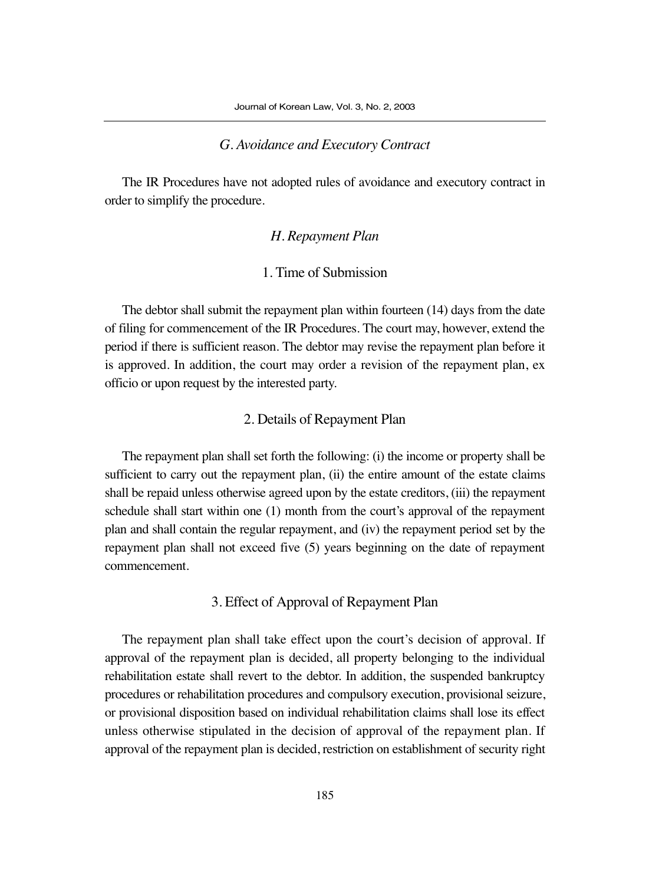### *G. Avoidance and Executory Contract*

The IR Procedures have not adopted rules of avoidance and executory contract in order to simplify the procedure.

### *H. Repayment Plan*

#### 1. Time of Submission

The debtor shall submit the repayment plan within fourteen (14) days from the date of filing for commencement of the IR Procedures. The court may, however, extend the period if there is sufficient reason. The debtor may revise the repayment plan before it is approved. In addition, the court may order a revision of the repayment plan, ex officio or upon request by the interested party.

#### 2. Details of Repayment Plan

The repayment plan shall set forth the following: (i) the income or property shall be sufficient to carry out the repayment plan, (ii) the entire amount of the estate claims shall be repaid unless otherwise agreed upon by the estate creditors, (iii) the repayment schedule shall start within one (1) month from the court's approval of the repayment plan and shall contain the regular repayment, and (iv) the repayment period set by the repayment plan shall not exceed five (5) years beginning on the date of repayment commencement.

#### 3. Effect of Approval of Repayment Plan

The repayment plan shall take effect upon the court's decision of approval. If approval of the repayment plan is decided, all property belonging to the individual rehabilitation estate shall revert to the debtor. In addition, the suspended bankruptcy procedures or rehabilitation procedures and compulsory execution, provisional seizure, or provisional disposition based on individual rehabilitation claims shall lose its effect unless otherwise stipulated in the decision of approval of the repayment plan. If approval of the repayment plan is decided, restriction on establishment of security right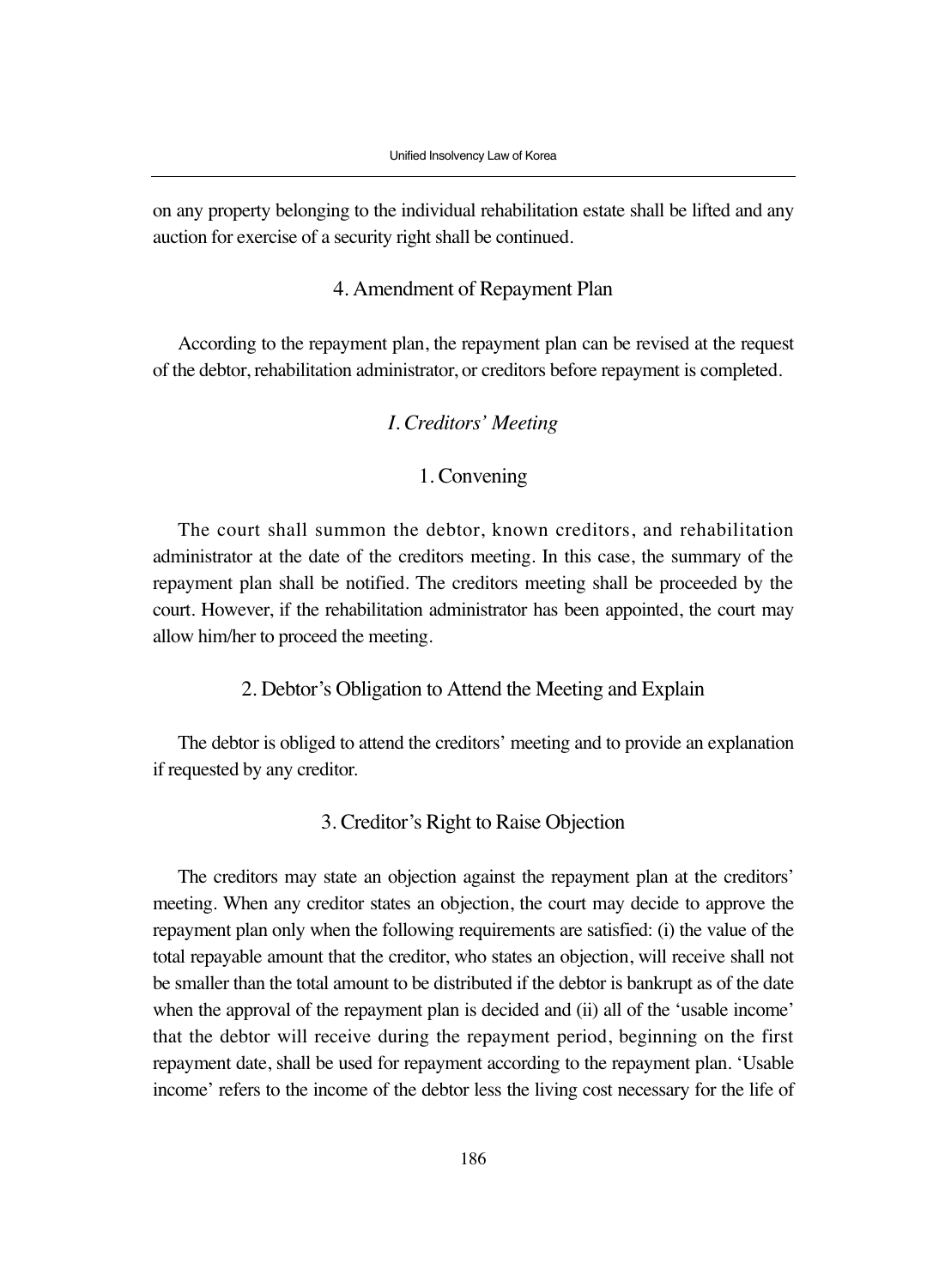on any property belonging to the individual rehabilitation estate shall be lifted and any auction for exercise of a security right shall be continued.

#### 4. Amendment of Repayment Plan

According to the repayment plan, the repayment plan can be revised at the request of the debtor, rehabilitation administrator, or creditors before repayment is completed.

### *I. Creditors' Meeting*

#### 1. Convening

The court shall summon the debtor, known creditors, and rehabilitation administrator at the date of the creditors meeting. In this case, the summary of the repayment plan shall be notified. The creditors meeting shall be proceeded by the court. However, if the rehabilitation administrator has been appointed, the court may allow him/her to proceed the meeting.

#### 2. Debtor's Obligation to Attend the Meeting and Explain

The debtor is obliged to attend the creditors' meeting and to provide an explanation if requested by any creditor.

#### 3. Creditor's Right to Raise Objection

The creditors may state an objection against the repayment plan at the creditors' meeting. When any creditor states an objection, the court may decide to approve the repayment plan only when the following requirements are satisfied: (i) the value of the total repayable amount that the creditor, who states an objection, will receive shall not be smaller than the total amount to be distributed if the debtor is bankrupt as of the date when the approval of the repayment plan is decided and (ii) all of the 'usable income' that the debtor will receive during the repayment period, beginning on the first repayment date, shall be used for repayment according to the repayment plan. 'Usable income' refers to the income of the debtor less the living cost necessary for the life of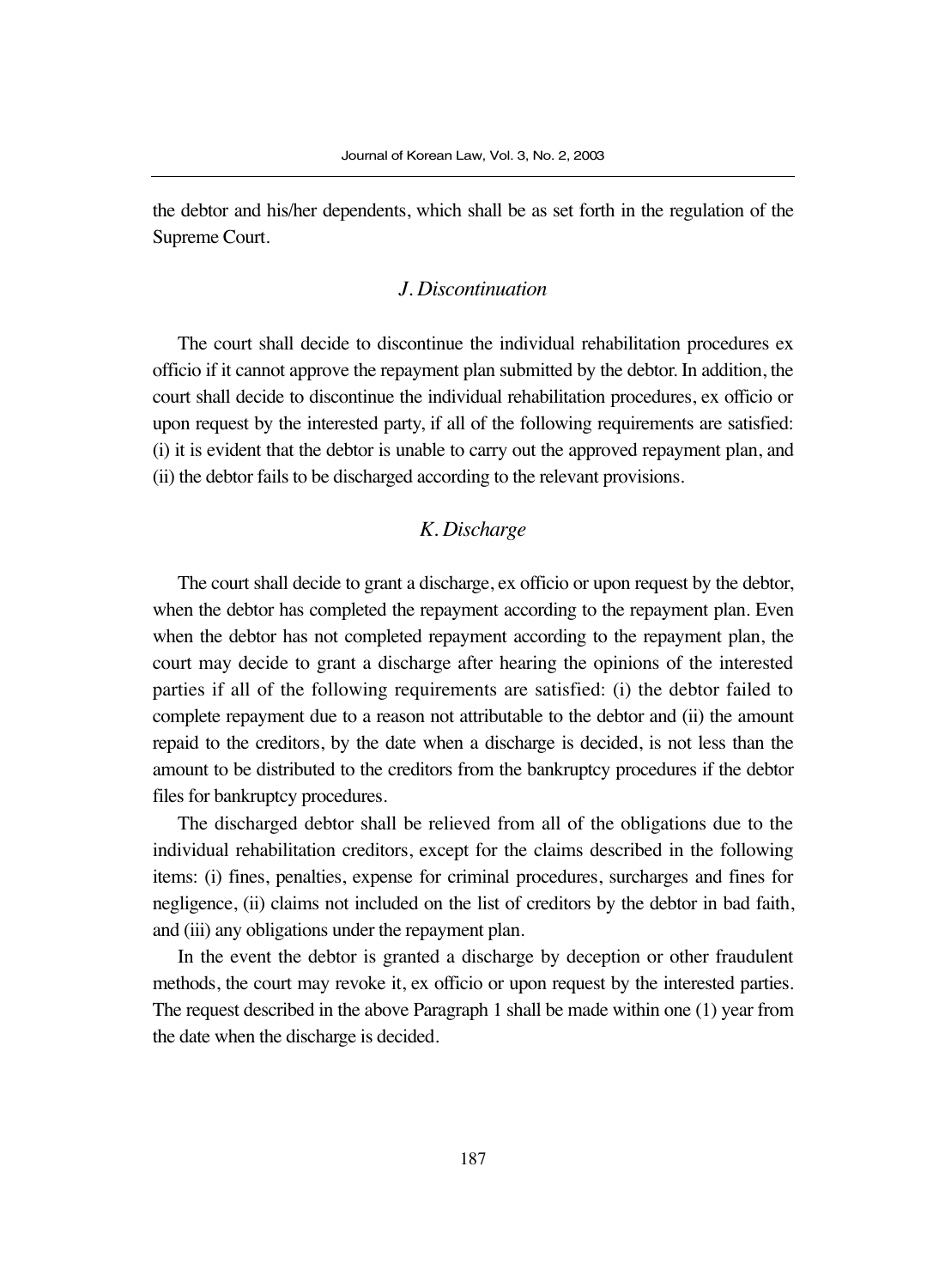the debtor and his/her dependents, which shall be as set forth in the regulation of the Supreme Court.

### *J. Discontinuation*

The court shall decide to discontinue the individual rehabilitation procedures ex officio if it cannot approve the repayment plan submitted by the debtor. In addition, the court shall decide to discontinue the individual rehabilitation procedures, ex officio or upon request by the interested party, if all of the following requirements are satisfied: (i) it is evident that the debtor is unable to carry out the approved repayment plan, and (ii) the debtor fails to be discharged according to the relevant provisions.

### *K. Discharge*

The court shall decide to grant a discharge, ex officio or upon request by the debtor, when the debtor has completed the repayment according to the repayment plan. Even when the debtor has not completed repayment according to the repayment plan, the court may decide to grant a discharge after hearing the opinions of the interested parties if all of the following requirements are satisfied: (i) the debtor failed to complete repayment due to a reason not attributable to the debtor and (ii) the amount repaid to the creditors, by the date when a discharge is decided, is not less than the amount to be distributed to the creditors from the bankruptcy procedures if the debtor files for bankruptcy procedures.

The discharged debtor shall be relieved from all of the obligations due to the individual rehabilitation creditors, except for the claims described in the following items: (i) fines, penalties, expense for criminal procedures, surcharges and fines for negligence, (ii) claims not included on the list of creditors by the debtor in bad faith, and (iii) any obligations under the repayment plan.

In the event the debtor is granted a discharge by deception or other fraudulent methods, the court may revoke it, ex officio or upon request by the interested parties. The request described in the above Paragraph 1 shall be made within one (1) year from the date when the discharge is decided.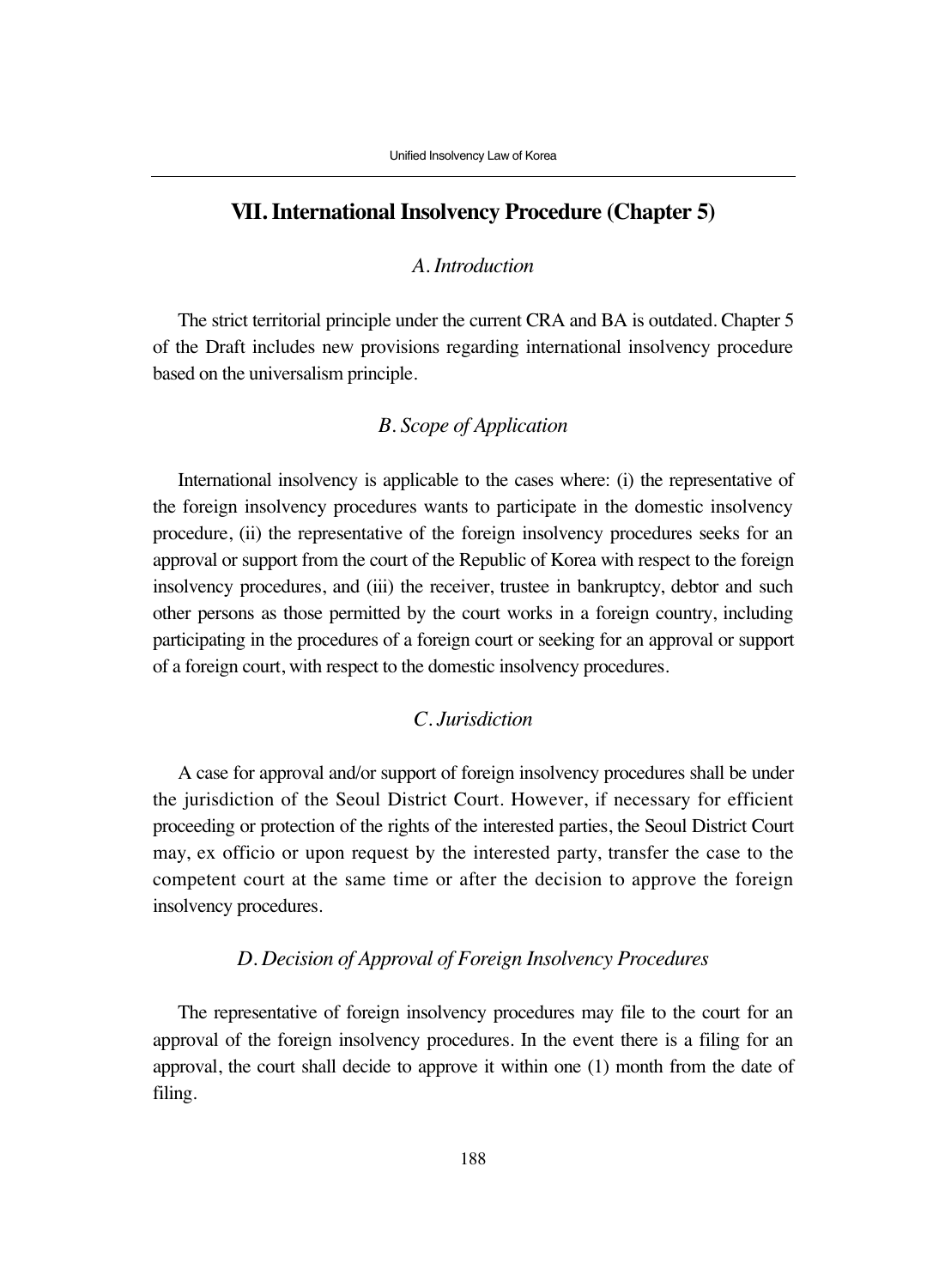## VII. International Insolvency Procedure (Chapter 5)

### *A. Introduction*

The strict territorial principle under the current CRA and BA is outdated. Chapter 5 of the Draft includes new provisions regarding international insolvency procedure based on the universalism principle.

### *B. Scope of Application*

International insolvency is applicable to the cases where: (i) the representative of the foreign insolvency procedures wants to participate in the domestic insolvency procedure, (ii) the representative of the foreign insolvency procedures seeks for an approval or support from the court of the Republic of Korea with respect to the foreign insolvency procedures, and (iii) the receiver, trustee in bankruptcy, debtor and such other persons as those permitted by the court works in a foreign country, including participating in the procedures of a foreign court or seeking for an approval or support of a foreign court, with respect to the domestic insolvency procedures.

### *C. Jurisdiction*

A case for approval and/or support of foreign insolvency procedures shall be under the jurisdiction of the Seoul District Court. However, if necessary for efficient proceeding or protection of the rights of the interested parties, the Seoul District Court may, ex officio or upon request by the interested party, transfer the case to the competent court at the same time or after the decision to approve the foreign insolvency procedures.

### *D. Decision of Approval of Foreign Insolvency Procedures*

The representative of foreign insolvency procedures may file to the court for an approval of the foreign insolvency procedures. In the event there is a filing for an approval, the court shall decide to approve it within one (1) month from the date of filing.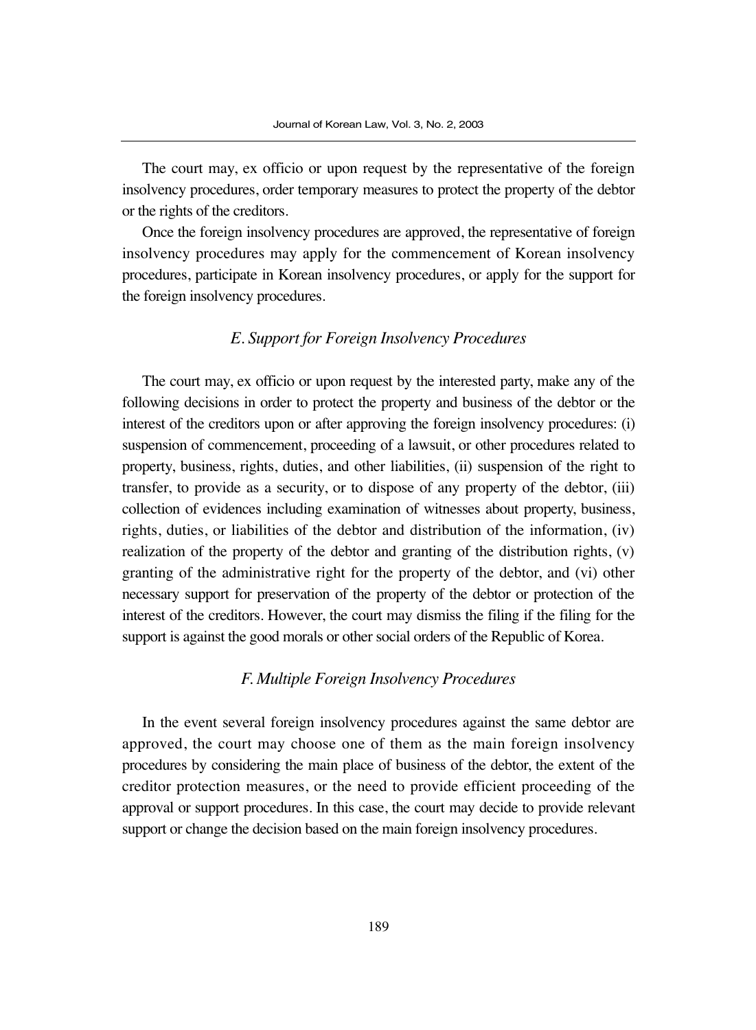The court may, ex officio or upon request by the representative of the foreign insolvency procedures, order temporary measures to protect the property of the debtor or the rights of the creditors.

Once the foreign insolvency procedures are approved, the representative of foreign insolvency procedures may apply for the commencement of Korean insolvency procedures, participate in Korean insolvency procedures, or apply for the support for the foreign insolvency procedures.

### *E. Support for Foreign Insolvency Procedures*

The court may, ex officio or upon request by the interested party, make any of the following decisions in order to protect the property and business of the debtor or the interest of the creditors upon or after approving the foreign insolvency procedures: (i) suspension of commencement, proceeding of a lawsuit, or other procedures related to property, business, rights, duties, and other liabilities, (ii) suspension of the right to transfer, to provide as a security, or to dispose of any property of the debtor, (iii) collection of evidences including examination of witnesses about property, business, rights, duties, or liabilities of the debtor and distribution of the information, (iv) realization of the property of the debtor and granting of the distribution rights, (v) granting of the administrative right for the property of the debtor, and (vi) other necessary support for preservation of the property of the debtor or protection of the interest of the creditors. However, the court may dismiss the filing if the filing for the support is against the good morals or other social orders of the Republic of Korea.

### *F. Multiple Foreign Insolvency Procedures*

In the event several foreign insolvency procedures against the same debtor are approved, the court may choose one of them as the main foreign insolvency procedures by considering the main place of business of the debtor, the extent of the creditor protection measures, or the need to provide efficient proceeding of the approval or support procedures. In this case, the court may decide to provide relevant support or change the decision based on the main foreign insolvency procedures.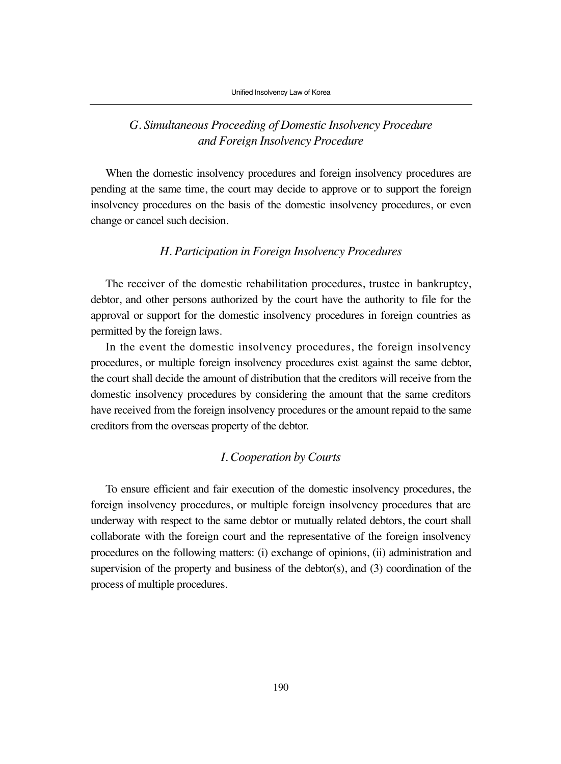### *G. Simultaneous Proceeding of Domestic Insolvency Procedure and Foreign Insolvency Procedure*

When the domestic insolvency procedures and foreign insolvency procedures are pending at the same time, the court may decide to approve or to support the foreign insolvency procedures on the basis of the domestic insolvency procedures, or even change or cancel such decision.

### *H. Participation in Foreign Insolvency Procedures*

The receiver of the domestic rehabilitation procedures, trustee in bankruptcy, debtor, and other persons authorized by the court have the authority to file for the approval or support for the domestic insolvency procedures in foreign countries as permitted by the foreign laws.

In the event the domestic insolvency procedures, the foreign insolvency procedures, or multiple foreign insolvency procedures exist against the same debtor, the court shall decide the amount of distribution that the creditors will receive from the domestic insolvency procedures by considering the amount that the same creditors have received from the foreign insolvency procedures or the amount repaid to the same creditors from the overseas property of the debtor.

### *I. Cooperation by Courts*

To ensure efficient and fair execution of the domestic insolvency procedures, the foreign insolvency procedures, or multiple foreign insolvency procedures that are underway with respect to the same debtor or mutually related debtors, the court shall collaborate with the foreign court and the representative of the foreign insolvency procedures on the following matters: (i) exchange of opinions, (ii) administration and supervision of the property and business of the debtor(s), and (3) coordination of the process of multiple procedures.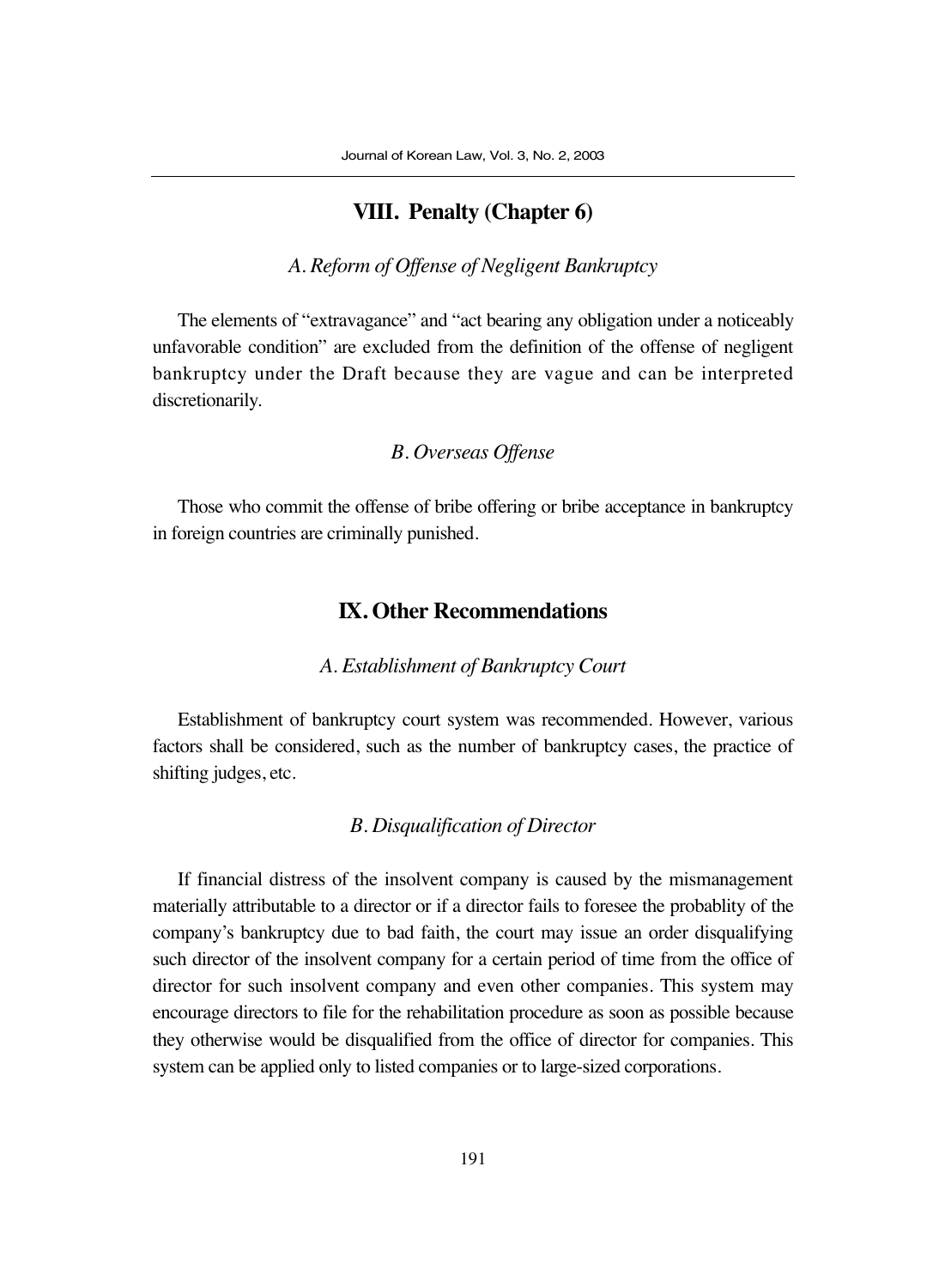## VIII. Penalty (Chapter 6)

### *A. Reform of Offense of Negligent Bankruptcy*

The elements of "extravagance" and "act bearing any obligation under a noticeably unfavorable condition" are excluded from the definition of the offense of negligent bankruptcy under the Draft because they are vague and can be interpreted discretionarily.

### *B. Overseas Offense*

Those who commit the offense of bribe offering or bribe acceptance in bankruptcy in foreign countries are criminally punished.

## IX. Other Recommendations

### *A. Establishment of Bankruptcy Court*

Establishment of bankruptcy court system was recommended. However, various factors shall be considered, such as the number of bankruptcy cases, the practice of shifting judges, etc.

### *B. Disqualification of Director*

If financial distress of the insolvent company is caused by the mismanagement materially attributable to a director or if a director fails to foresee the probablity of the company's bankruptcy due to bad faith, the court may issue an order disqualifying such director of the insolvent company for a certain period of time from the office of director for such insolvent company and even other companies. This system may encourage directors to file for the rehabilitation procedure as soon as possible because they otherwise would be disqualified from the office of director for companies. This system can be applied only to listed companies or to large-sized corporations.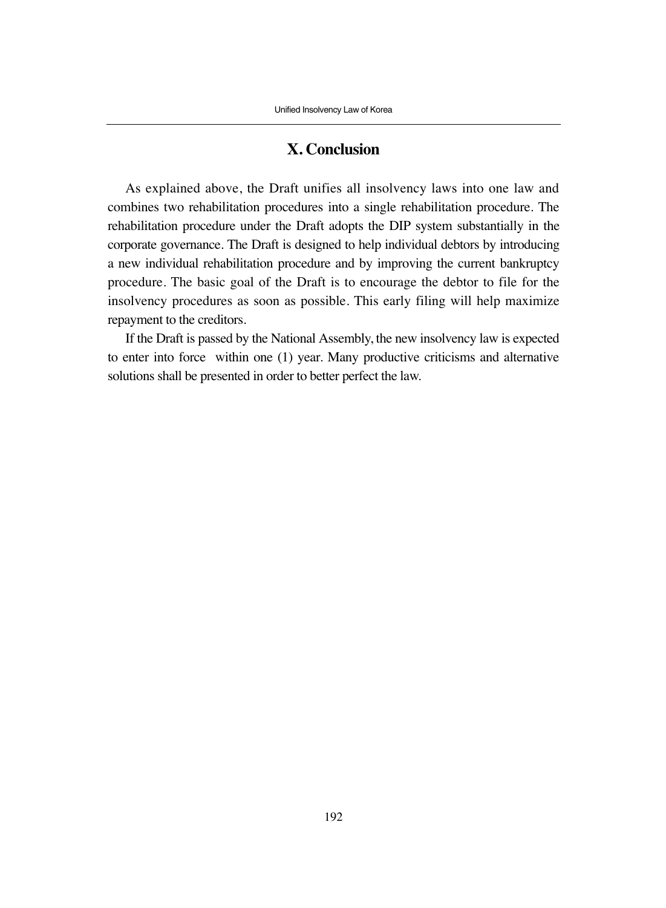## X. Conclusion

As explained above, the Draft unifies all insolvency laws into one law and combines two rehabilitation procedures into a single rehabilitation procedure. The rehabilitation procedure under the Draft adopts the DIP system substantially in the corporate governance. The Draft is designed to help individual debtors by introducing a new individual rehabilitation procedure and by improving the current bankruptcy procedure. The basic goal of the Draft is to encourage the debtor to file for the insolvency procedures as soon as possible. This early filing will help maximize repayment to the creditors.

If the Draft is passed by the National Assembly, the new insolvency law is expected to enter into force within one (1) year. Many productive criticisms and alternative solutions shall be presented in order to better perfect the law.